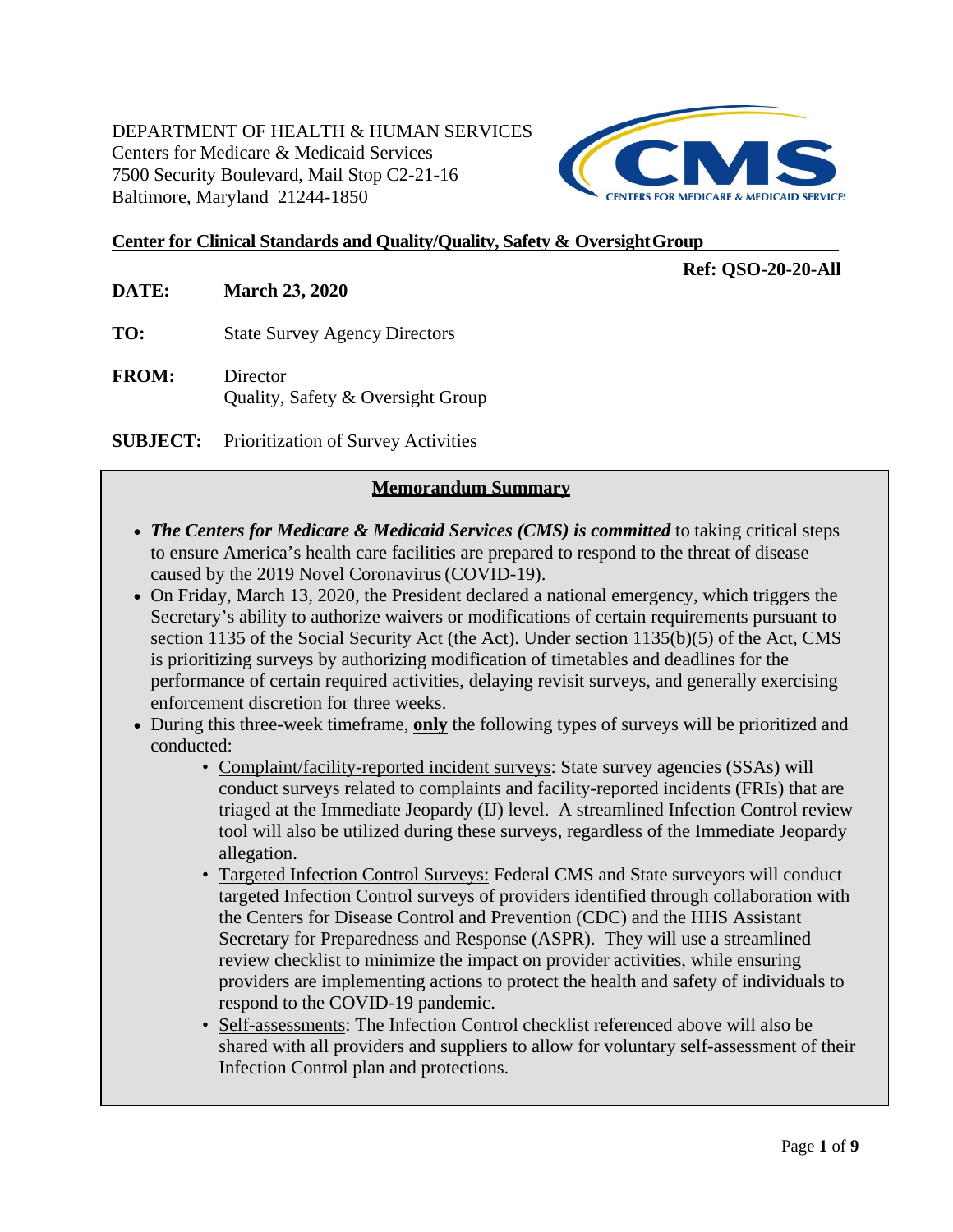DEPARTMENT OF HEALTH & HUMAN SERVICES
Centers for Medicare & Medicaid Services
7500 Security Boulevard, Mail Stop C2-21-16
Baltimore, Maryland 21244-1850

**Center for Clinical Standards and Quality/Quality, Safety & Oversight Group**

**Ref: QSO-20-20-All**

**DATE:** **March 23, 2020**

**TO:** State Survey Agency Directors

**FROM:** Director
Quality, Safety & Oversight Group

**SUBJECT:** Prioritization of Survey Activities

**Memorandum Summary**

- ***The Centers for Medicare & Medicaid Services (CMS) is committed*** to taking critical steps to ensure America's health care facilities are prepared to respond to the threat of disease caused by the 2019 Novel Coronavirus (COVID-19).
- On Friday, March 13, 2020, the President declared a national emergency, which triggers the Secretary's ability to authorize waivers or modifications of certain requirements pursuant to section 1135 of the Social Security Act (the Act). Under section 1135(b)(5) of the Act, CMS is prioritizing surveys by authorizing modification of timetables and deadlines for the performance of certain required activities, delaying revisit surveys, and generally exercising enforcement discretion for three weeks.
- During this three-week timeframe, **only** the following types of surveys will be prioritized and conducted:
  - Complaint/facility-reported incident surveys: State survey agencies (SSAs) will conduct surveys related to complaints and facility-reported incidents (FRIs) that are triaged at the Immediate Jeopardy (IJ) level. A streamlined Infection Control review tool will also be utilized during these surveys, regardless of the Immediate Jeopardy allegation.
  - Targeted Infection Control Surveys: Federal CMS and State surveyors will conduct targeted Infection Control surveys of providers identified through collaboration with the Centers for Disease Control and Prevention (CDC) and the HHS Assistant Secretary for Preparedness and Response (ASPR). They will use a streamlined review checklist to minimize the impact on provider activities, while ensuring providers are implementing actions to protect the health and safety of individuals to respond to the COVID-19 pandemic.
  - Self-assessments: The Infection Control checklist referenced above will also be shared with all providers and suppliers to allow for voluntary self-assessment of their Infection Control plan and protections.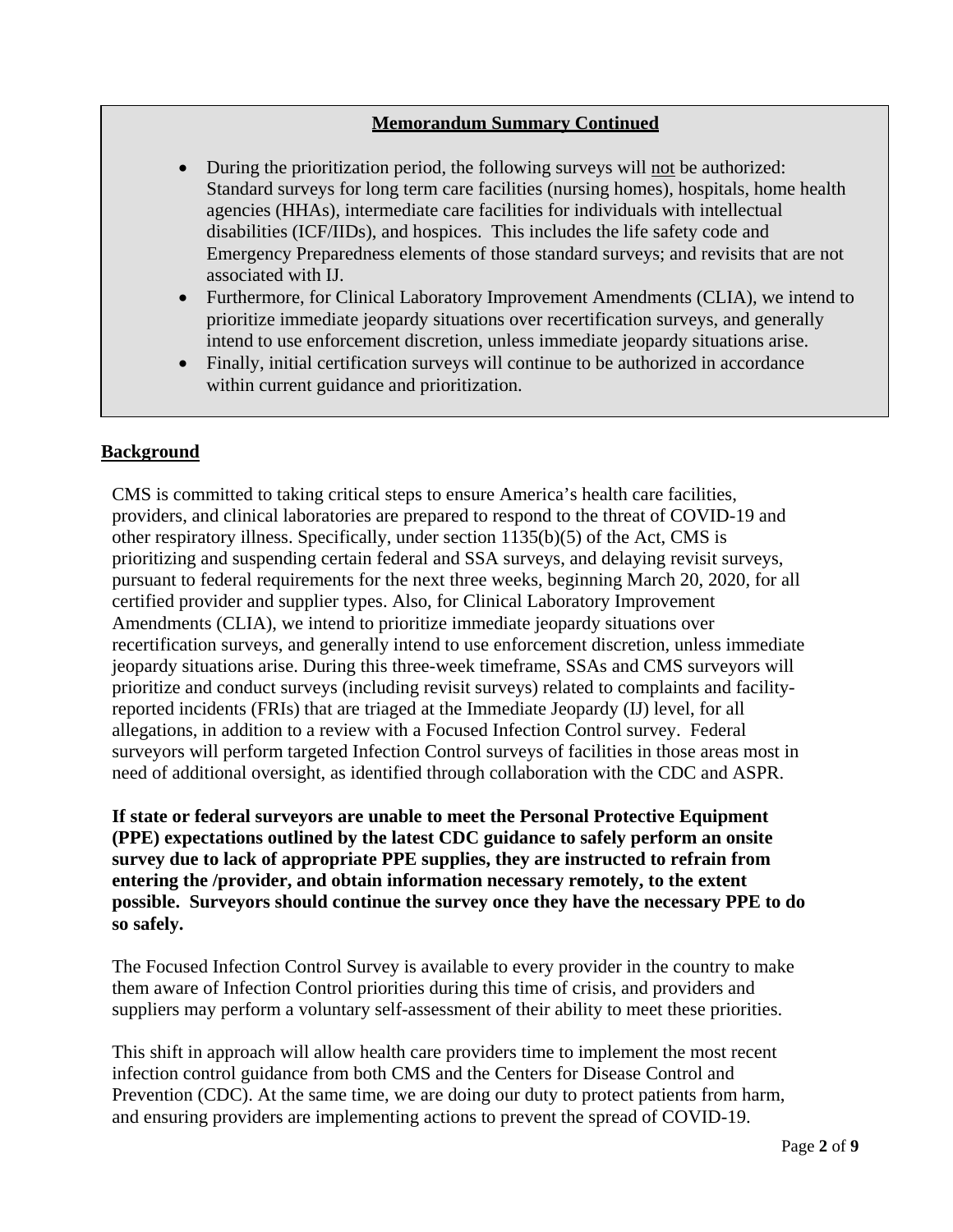## Memorandum Summary Continued

- During the prioritization period, the following surveys will not be authorized: Standard surveys for long term care facilities (nursing homes), hospitals, home health agencies (HHAs), intermediate care facilities for individuals with intellectual disabilities (ICF/IIDs), and hospices. This includes the life safety code and Emergency Preparedness elements of those standard surveys; and revisits that are not associated with IJ.
- Furthermore, for Clinical Laboratory Improvement Amendments (CLIA), we intend to prioritize immediate jeopardy situations over recertification surveys, and generally intend to use enforcement discretion, unless immediate jeopardy situations arise.
- Finally, initial certification surveys will continue to be authorized in accordance within current guidance and prioritization.

## Background

CMS is committed to taking critical steps to ensure America's health care facilities, providers, and clinical laboratories are prepared to respond to the threat of COVID-19 and other respiratory illness. Specifically, under section 1135(b)(5) of the Act, CMS is prioritizing and suspending certain federal and SSA surveys, and delaying revisit surveys, pursuant to federal requirements for the next three weeks, beginning March 20, 2020, for all certified provider and supplier types. Also, for Clinical Laboratory Improvement Amendments (CLIA), we intend to prioritize immediate jeopardy situations over recertification surveys, and generally intend to use enforcement discretion, unless immediate jeopardy situations arise. During this three-week timeframe, SSAs and CMS surveyors will prioritize and conduct surveys (including revisit surveys) related to complaints and facility-reported incidents (FRIs) that are triaged at the Immediate Jeopardy (IJ) level, for all allegations, in addition to a review with a Focused Infection Control survey. Federal surveyors will perform targeted Infection Control surveys of facilities in those areas most in need of additional oversight, as identified through collaboration with the CDC and ASPR.

**If state or federal surveyors are unable to meet the Personal Protective Equipment (PPE) expectations outlined by the latest CDC guidance to safely perform an onsite survey due to lack of appropriate PPE supplies, they are instructed to refrain from entering the /provider, and obtain information necessary remotely, to the extent possible. Surveyors should continue the survey once they have the necessary PPE to do so safely.**

The Focused Infection Control Survey is available to every provider in the country to make them aware of Infection Control priorities during this time of crisis, and providers and suppliers may perform a voluntary self-assessment of their ability to meet these priorities.

This shift in approach will allow health care providers time to implement the most recent infection control guidance from both CMS and the Centers for Disease Control and Prevention (CDC). At the same time, we are doing our duty to protect patients from harm, and ensuring providers are implementing actions to prevent the spread of COVID-19.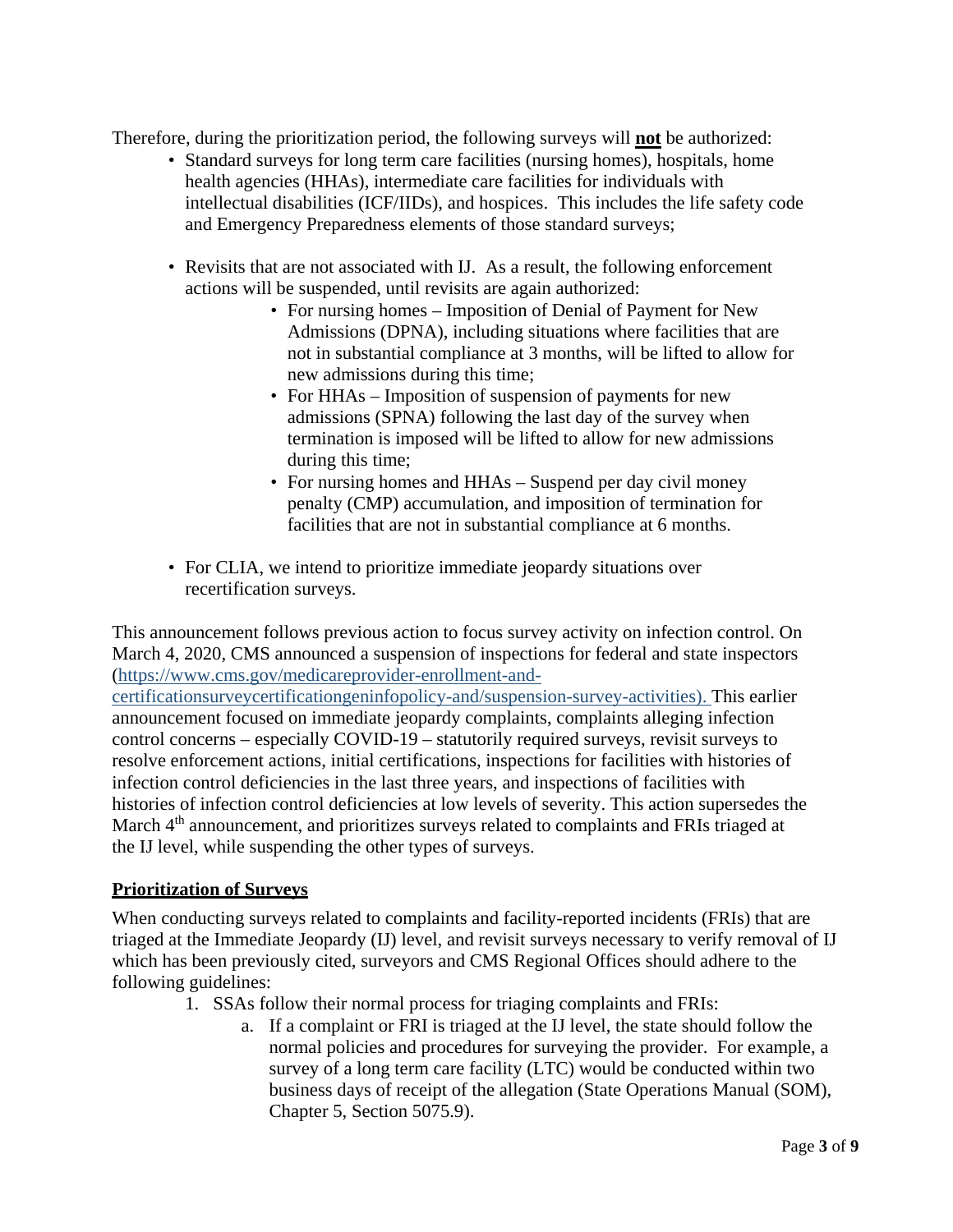Therefore, during the prioritization period, the following surveys will **not** be authorized:

- Standard surveys for long term care facilities (nursing homes), hospitals, home health agencies (HHAs), intermediate care facilities for individuals with intellectual disabilities (ICF/IIDs), and hospices. This includes the life safety code and Emergency Preparedness elements of those standard surveys;

- Revisits that are not associated with IJ. As a result, the following enforcement actions will be suspended, until revisits are again authorized:
  - For nursing homes – Imposition of Denial of Payment for New Admissions (DPNA), including situations where facilities that are not in substantial compliance at 3 months, will be lifted to allow for new admissions during this time;
  - For HHAs – Imposition of suspension of payments for new admissions (SPNA) following the last day of the survey when termination is imposed will be lifted to allow for new admissions during this time;
  - For nursing homes and HHAs – Suspend per day civil money penalty (CMP) accumulation, and imposition of termination for facilities that are not in substantial compliance at 6 months.

- For CLIA, we intend to prioritize immediate jeopardy situations over recertification surveys.

This announcement follows previous action to focus survey activity on infection control. On March 4, 2020, CMS announced a suspension of inspections for federal and state inspectors (https://www.cms.gov/medicareprovider-enrollment-and-certificationsurveycertificationgeninfopolicy-and/suspension-survey-activities). This earlier announcement focused on immediate jeopardy complaints, complaints alleging infection control concerns – especially COVID-19 – statutorily required surveys, revisit surveys to resolve enforcement actions, initial certifications, inspections for facilities with histories of infection control deficiencies in the last three years, and inspections of facilities with histories of infection control deficiencies at low levels of severity. This action supersedes the March 4th announcement, and prioritizes surveys related to complaints and FRIs triaged at the IJ level, while suspending the other types of surveys.

## Prioritization of Surveys

When conducting surveys related to complaints and facility-reported incidents (FRIs) that are triaged at the Immediate Jeopardy (IJ) level, and revisit surveys necessary to verify removal of IJ which has been previously cited, surveyors and CMS Regional Offices should adhere to the following guidelines:

1. SSAs follow their normal process for triaging complaints and FRIs:
   a. If a complaint or FRI is triaged at the IJ level, the state should follow the normal policies and procedures for surveying the provider. For example, a survey of a long term care facility (LTC) would be conducted within two business days of receipt of the allegation (State Operations Manual (SOM), Chapter 5, Section 5075.9).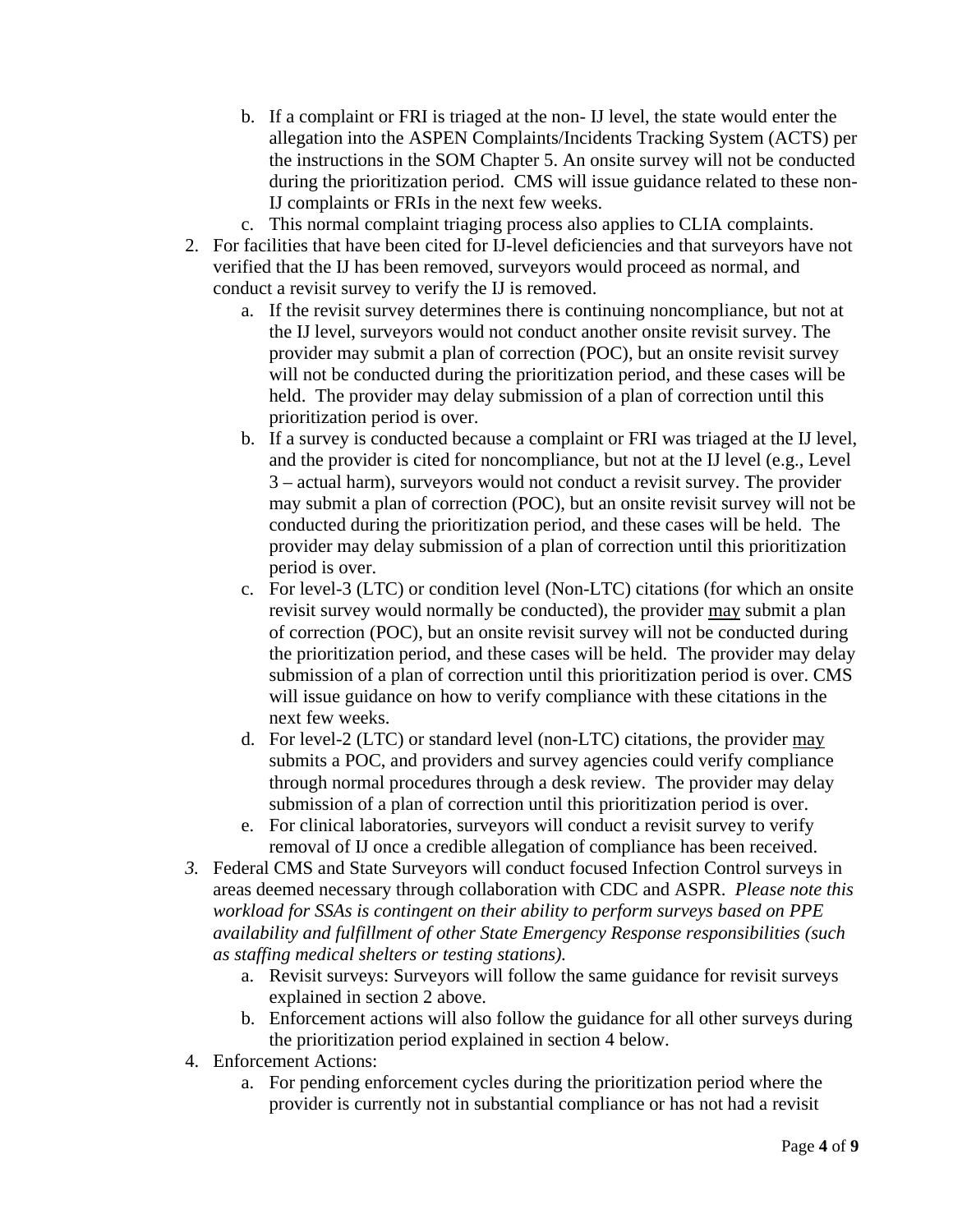b. If a complaint or FRI is triaged at the non- IJ level, the state would enter the allegation into the ASPEN Complaints/Incidents Tracking System (ACTS) per the instructions in the SOM Chapter 5. An onsite survey will not be conducted during the prioritization period. CMS will issue guidance related to these non-IJ complaints or FRIs in the next few weeks.
   c. This normal complaint triaging process also applies to CLIA complaints.
2. For facilities that have been cited for IJ-level deficiencies and that surveyors have not verified that the IJ has been removed, surveyors would proceed as normal, and conduct a revisit survey to verify the IJ is removed.
   a. If the revisit survey determines there is continuing noncompliance, but not at the IJ level, surveyors would not conduct another onsite revisit survey. The provider may submit a plan of correction (POC), but an onsite revisit survey will not be conducted during the prioritization period, and these cases will be held. The provider may delay submission of a plan of correction until this prioritization period is over.
   b. If a survey is conducted because a complaint or FRI was triaged at the IJ level, and the provider is cited for noncompliance, but not at the IJ level (e.g., Level 3 – actual harm), surveyors would not conduct a revisit survey. The provider may submit a plan of correction (POC), but an onsite revisit survey will not be conducted during the prioritization period, and these cases will be held. The provider may delay submission of a plan of correction until this prioritization period is over.
   c. For level-3 (LTC) or condition level (Non-LTC) citations (for which an onsite revisit survey would normally be conducted), the provider may submit a plan of correction (POC), but an onsite revisit survey will not be conducted during the prioritization period, and these cases will be held. The provider may delay submission of a plan of correction until this prioritization period is over. CMS will issue guidance on how to verify compliance with these citations in the next few weeks.
   d. For level-2 (LTC) or standard level (non-LTC) citations, the provider may submits a POC, and providers and survey agencies could verify compliance through normal procedures through a desk review. The provider may delay submission of a plan of correction until this prioritization period is over.
   e. For clinical laboratories, surveyors will conduct a revisit survey to verify removal of IJ once a credible allegation of compliance has been received.
3. Federal CMS and State Surveyors will conduct focused Infection Control surveys in areas deemed necessary through collaboration with CDC and ASPR. *Please note this workload for SSAs is contingent on their ability to perform surveys based on PPE availability and fulfillment of other State Emergency Response responsibilities (such as staffing medical shelters or testing stations).*
   a. Revisit surveys: Surveyors will follow the same guidance for revisit surveys explained in section 2 above.
   b. Enforcement actions will also follow the guidance for all other surveys during the prioritization period explained in section 4 below.
4. Enforcement Actions:
   a. For pending enforcement cycles during the prioritization period where the provider is currently not in substantial compliance or has not had a revisit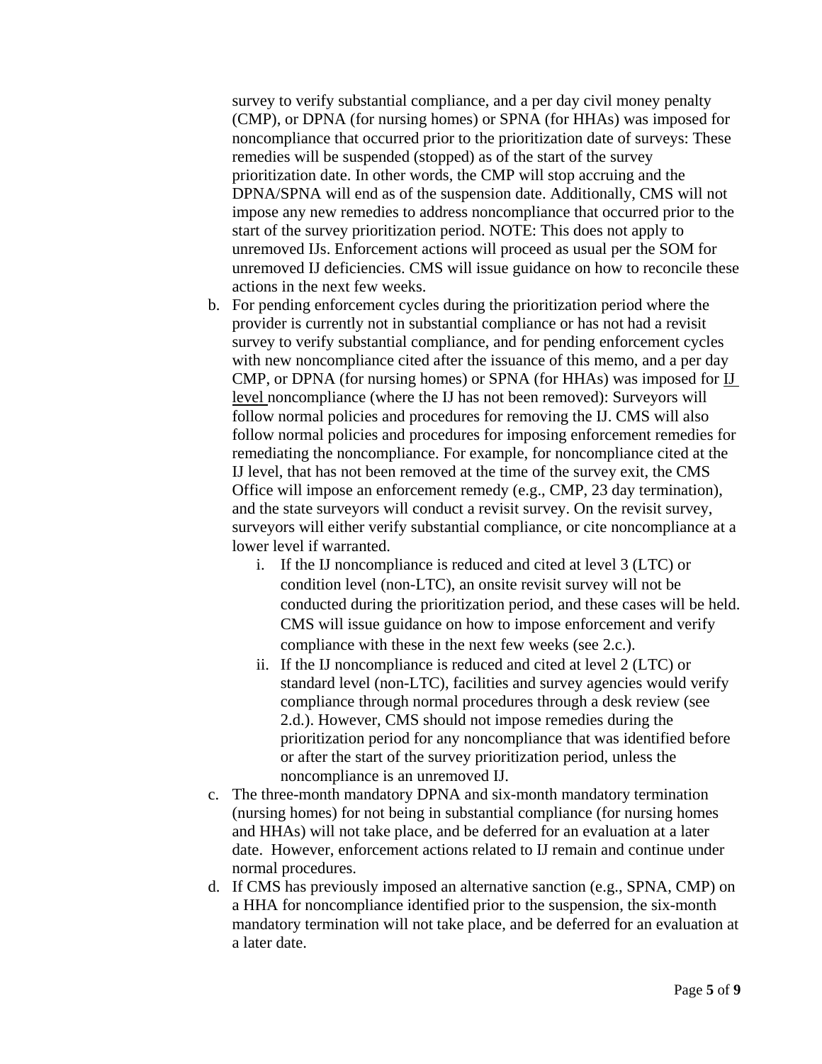survey to verify substantial compliance, and a per day civil money penalty (CMP), or DPNA (for nursing homes) or SPNA (for HHAs) was imposed for noncompliance that occurred prior to the prioritization date of surveys: These remedies will be suspended (stopped) as of the start of the survey prioritization date. In other words, the CMP will stop accruing and the DPNA/SPNA will end as of the suspension date. Additionally, CMS will not impose any new remedies to address noncompliance that occurred prior to the start of the survey prioritization period. NOTE: This does not apply to unremoved IJs. Enforcement actions will proceed as usual per the SOM for unremoved IJ deficiencies. CMS will issue guidance on how to reconcile these actions in the next few weeks.

b. For pending enforcement cycles during the prioritization period where the provider is currently not in substantial compliance or has not had a revisit survey to verify substantial compliance, and for pending enforcement cycles with new noncompliance cited after the issuance of this memo, and a per day CMP, or DPNA (for nursing homes) or SPNA (for HHAs) was imposed for <u>IJ level</u> noncompliance (where the IJ has not been removed): Surveyors will follow normal policies and procedures for removing the IJ. CMS will also follow normal policies and procedures for imposing enforcement remedies for remediating the noncompliance. For example, for noncompliance cited at the IJ level, that has not been removed at the time of the survey exit, the CMS Office will impose an enforcement remedy (e.g., CMP, 23 day termination), and the state surveyors will conduct a revisit survey. On the revisit survey, surveyors will either verify substantial compliance, or cite noncompliance at a lower level if warranted.
   i. If the IJ noncompliance is reduced and cited at level 3 (LTC) or condition level (non-LTC), an onsite revisit survey will not be conducted during the prioritization period, and these cases will be held. CMS will issue guidance on how to impose enforcement and verify compliance with these in the next few weeks (see 2.c.).
   ii. If the IJ noncompliance is reduced and cited at level 2 (LTC) or standard level (non-LTC), facilities and survey agencies would verify compliance through normal procedures through a desk review (see 2.d.). However, CMS should not impose remedies during the prioritization period for any noncompliance that was identified before or after the start of the survey prioritization period, unless the noncompliance is an unremoved IJ.

c. The three-month mandatory DPNA and six-month mandatory termination (nursing homes) for not being in substantial compliance (for nursing homes and HHAs) will not take place, and be deferred for an evaluation at a later date. However, enforcement actions related to IJ remain and continue under normal procedures.

d. If CMS has previously imposed an alternative sanction (e.g., SPNA, CMP) on a HHA for noncompliance identified prior to the suspension, the six-month mandatory termination will not take place, and be deferred for an evaluation at a later date.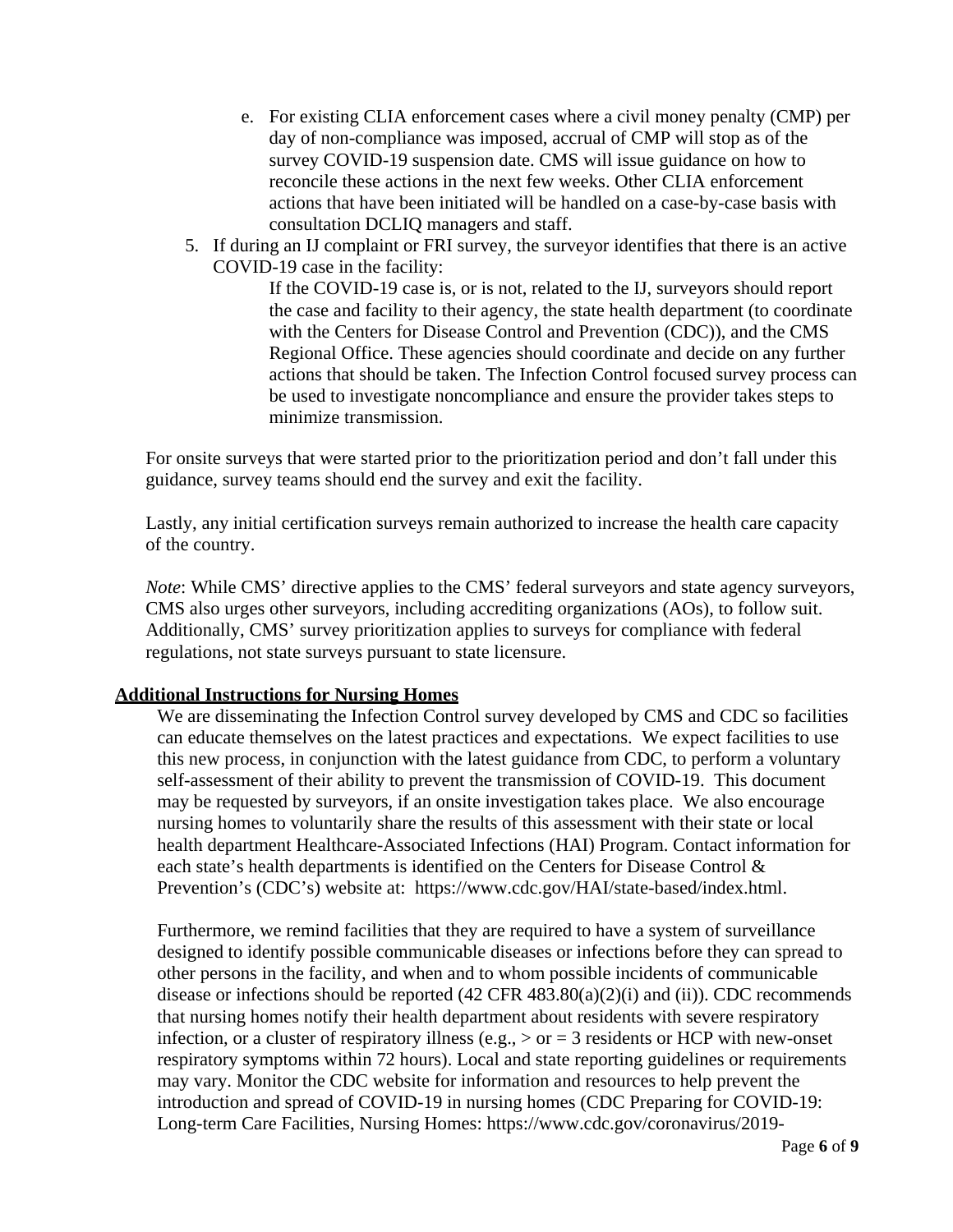e. For existing CLIA enforcement cases where a civil money penalty (CMP) per day of non-compliance was imposed, accrual of CMP will stop as of the survey COVID-19 suspension date. CMS will issue guidance on how to reconcile these actions in the next few weeks. Other CLIA enforcement actions that have been initiated will be handled on a case-by-case basis with consultation DCLIQ managers and staff.

5. If during an IJ complaint or FRI survey, the surveyor identifies that there is an active COVID-19 case in the facility:

   If the COVID-19 case is, or is not, related to the IJ, surveyors should report the case and facility to their agency, the state health department (to coordinate with the Centers for Disease Control and Prevention (CDC)), and the CMS Regional Office. These agencies should coordinate and decide on any further actions that should be taken. The Infection Control focused survey process can be used to investigate noncompliance and ensure the provider takes steps to minimize transmission.

For onsite surveys that were started prior to the prioritization period and don't fall under this guidance, survey teams should end the survey and exit the facility.

Lastly, any initial certification surveys remain authorized to increase the health care capacity of the country.

*Note*: While CMS' directive applies to the CMS' federal surveyors and state agency surveyors, CMS also urges other surveyors, including accrediting organizations (AOs), to follow suit. Additionally, CMS' survey prioritization applies to surveys for compliance with federal regulations, not state surveys pursuant to state licensure.

**Additional Instructions for Nursing Homes**

We are disseminating the Infection Control survey developed by CMS and CDC so facilities can educate themselves on the latest practices and expectations. We expect facilities to use this new process, in conjunction with the latest guidance from CDC, to perform a voluntary self-assessment of their ability to prevent the transmission of COVID-19. This document may be requested by surveyors, if an onsite investigation takes place. We also encourage nursing homes to voluntarily share the results of this assessment with their state or local health department Healthcare-Associated Infections (HAI) Program. Contact information for each state's health departments is identified on the Centers for Disease Control & Prevention's (CDC's) website at: https://www.cdc.gov/HAI/state-based/index.html.

Furthermore, we remind facilities that they are required to have a system of surveillance designed to identify possible communicable diseases or infections before they can spread to other persons in the facility, and when and to whom possible incidents of communicable disease or infections should be reported (42 CFR 483.80(a)(2)(i) and (ii)). CDC recommends that nursing homes notify their health department about residents with severe respiratory infection, or a cluster of respiratory illness (e.g., > or = 3 residents or HCP with new-onset respiratory symptoms within 72 hours). Local and state reporting guidelines or requirements may vary. Monitor the CDC website for information and resources to help prevent the introduction and spread of COVID-19 in nursing homes (CDC Preparing for COVID-19: Long-term Care Facilities, Nursing Homes: https://www.cdc.gov/coronavirus/2019-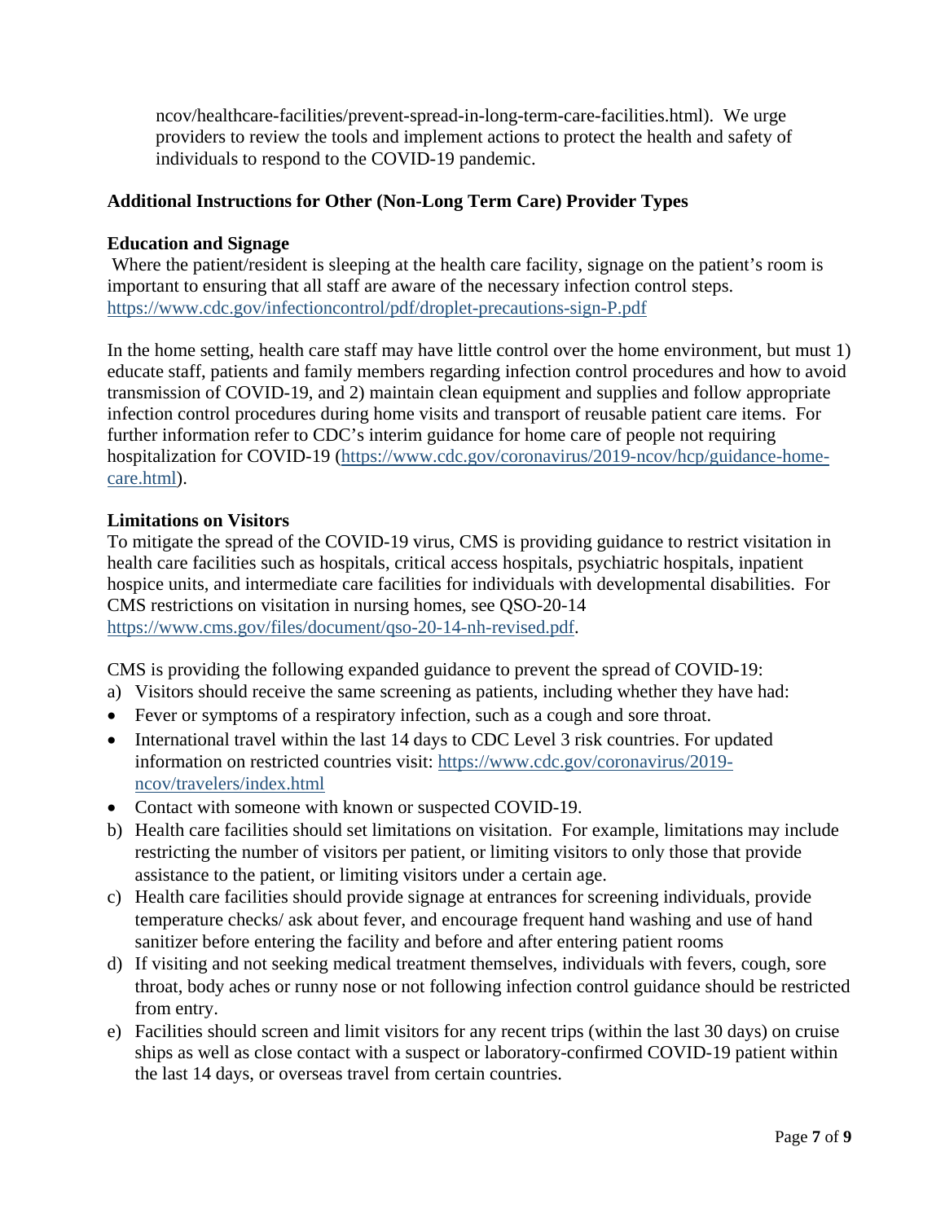ncov/healthcare-facilities/prevent-spread-in-long-term-care-facilities.html). We urge providers to review the tools and implement actions to protect the health and safety of individuals to respond to the COVID-19 pandemic.

**Additional Instructions for Other (Non-Long Term Care) Provider Types**

**Education and Signage**

Where the patient/resident is sleeping at the health care facility, signage on the patient's room is important to ensuring that all staff are aware of the necessary infection control steps. https://www.cdc.gov/infectioncontrol/pdf/droplet-precautions-sign-P.pdf

In the home setting, health care staff may have little control over the home environment, but must 1) educate staff, patients and family members regarding infection control procedures and how to avoid transmission of COVID-19, and 2) maintain clean equipment and supplies and follow appropriate infection control procedures during home visits and transport of reusable patient care items. For further information refer to CDC's interim guidance for home care of people not requiring hospitalization for COVID-19 (https://www.cdc.gov/coronavirus/2019-ncov/hcp/guidance-home-care.html).

**Limitations on Visitors**

To mitigate the spread of the COVID-19 virus, CMS is providing guidance to restrict visitation in health care facilities such as hospitals, critical access hospitals, psychiatric hospitals, inpatient hospice units, and intermediate care facilities for individuals with developmental disabilities. For CMS restrictions on visitation in nursing homes, see QSO-20-14 https://www.cms.gov/files/document/qso-20-14-nh-revised.pdf.

CMS is providing the following expanded guidance to prevent the spread of COVID-19:

a) Visitors should receive the same screening as patients, including whether they have had:
   - Fever or symptoms of a respiratory infection, such as a cough and sore throat.
   - International travel within the last 14 days to CDC Level 3 risk countries. For updated information on restricted countries visit: https://www.cdc.gov/coronavirus/2019-ncov/travelers/index.html
   - Contact with someone with known or suspected COVID-19.
b) Health care facilities should set limitations on visitation. For example, limitations may include restricting the number of visitors per patient, or limiting visitors to only those that provide assistance to the patient, or limiting visitors under a certain age.
c) Health care facilities should provide signage at entrances for screening individuals, provide temperature checks/ ask about fever, and encourage frequent hand washing and use of hand sanitizer before entering the facility and before and after entering patient rooms
d) If visiting and not seeking medical treatment themselves, individuals with fevers, cough, sore throat, body aches or runny nose or not following infection control guidance should be restricted from entry.
e) Facilities should screen and limit visitors for any recent trips (within the last 30 days) on cruise ships as well as close contact with a suspect or laboratory-confirmed COVID-19 patient within the last 14 days, or overseas travel from certain countries.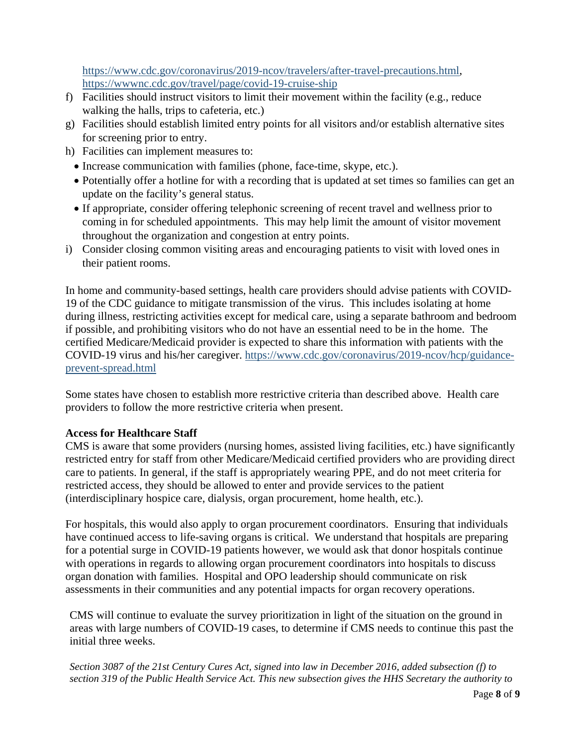https://www.cdc.gov/coronavirus/2019-ncov/travelers/after-travel-precautions.html, https://wwwnc.cdc.gov/travel/page/covid-19-cruise-ship

f) Facilities should instruct visitors to limit their movement within the facility (e.g., reduce walking the halls, trips to cafeteria, etc.)

g) Facilities should establish limited entry points for all visitors and/or establish alternative sites for screening prior to entry.

h) Facilities can implement measures to:
   - Increase communication with families (phone, face-time, skype, etc.).
   - Potentially offer a hotline for with a recording that is updated at set times so families can get an update on the facility's general status.
   - If appropriate, consider offering telephonic screening of recent travel and wellness prior to coming in for scheduled appointments. This may help limit the amount of visitor movement throughout the organization and congestion at entry points.

i) Consider closing common visiting areas and encouraging patients to visit with loved ones in their patient rooms.

In home and community-based settings, health care providers should advise patients with COVID-19 of the CDC guidance to mitigate transmission of the virus. This includes isolating at home during illness, restricting activities except for medical care, using a separate bathroom and bedroom if possible, and prohibiting visitors who do not have an essential need to be in the home. The certified Medicare/Medicaid provider is expected to share this information with patients with the COVID-19 virus and his/her caregiver. https://www.cdc.gov/coronavirus/2019-ncov/hcp/guidance-prevent-spread.html

Some states have chosen to establish more restrictive criteria than described above. Health care providers to follow the more restrictive criteria when present.

**Access for Healthcare Staff**

CMS is aware that some providers (nursing homes, assisted living facilities, etc.) have significantly restricted entry for staff from other Medicare/Medicaid certified providers who are providing direct care to patients. In general, if the staff is appropriately wearing PPE, and do not meet criteria for restricted access, they should be allowed to enter and provide services to the patient (interdisciplinary hospice care, dialysis, organ procurement, home health, etc.).

For hospitals, this would also apply to organ procurement coordinators. Ensuring that individuals have continued access to life-saving organs is critical. We understand that hospitals are preparing for a potential surge in COVID-19 patients however, we would ask that donor hospitals continue with operations in regards to allowing organ procurement coordinators into hospitals to discuss organ donation with families. Hospital and OPO leadership should communicate on risk assessments in their communities and any potential impacts for organ recovery operations.

CMS will continue to evaluate the survey prioritization in light of the situation on the ground in areas with large numbers of COVID-19 cases, to determine if CMS needs to continue this past the initial three weeks.

*Section 3087 of the 21st Century Cures Act, signed into law in December 2016, added subsection (f) to section 319 of the Public Health Service Act. This new subsection gives the HHS Secretary the authority to*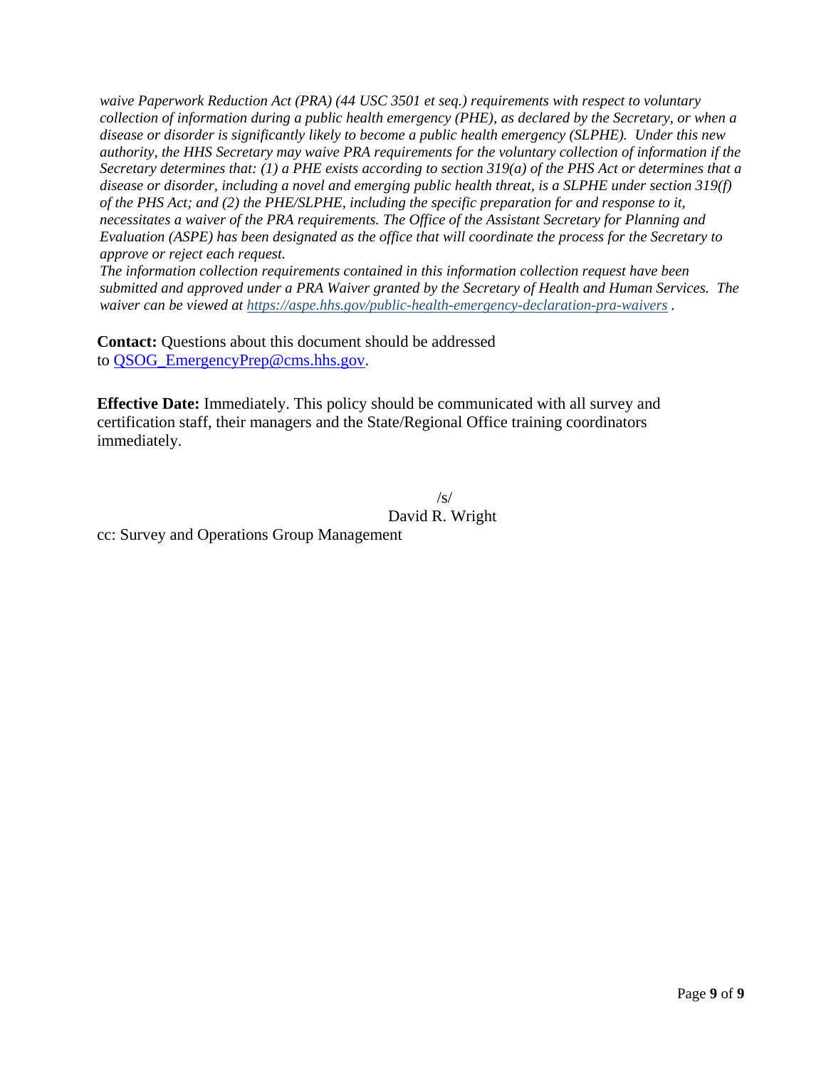*waive Paperwork Reduction Act (PRA) (44 USC 3501 et seq.) requirements with respect to voluntary collection of information during a public health emergency (PHE), as declared by the Secretary, or when a disease or disorder is significantly likely to become a public health emergency (SLPHE). Under this new authority, the HHS Secretary may waive PRA requirements for the voluntary collection of information if the Secretary determines that: (1) a PHE exists according to section 319(a) of the PHS Act or determines that a disease or disorder, including a novel and emerging public health threat, is a SLPHE under section 319(f) of the PHS Act; and (2) the PHE/SLPHE, including the specific preparation for and response to it, necessitates a waiver of the PRA requirements. The Office of the Assistant Secretary for Planning and Evaluation (ASPE) has been designated as the office that will coordinate the process for the Secretary to approve or reject each request.*

*The information collection requirements contained in this information collection request have been submitted and approved under a PRA Waiver granted by the Secretary of Health and Human Services. The waiver can be viewed at [https://aspe.hhs.gov/public-health-emergency-declaration-pra-waivers](https://aspe.hhs.gov/public-health-emergency-declaration-pra-waivers) .*

**Contact:** Questions about this document should be addressed to [QSOG_EmergencyPrep@cms.hhs.gov](mailto:QSOG_EmergencyPrep@cms.hhs.gov).

**Effective Date:** Immediately. This policy should be communicated with all survey and certification staff, their managers and the State/Regional Office training coordinators immediately.

/s/
David R. Wright

cc: Survey and Operations Group Management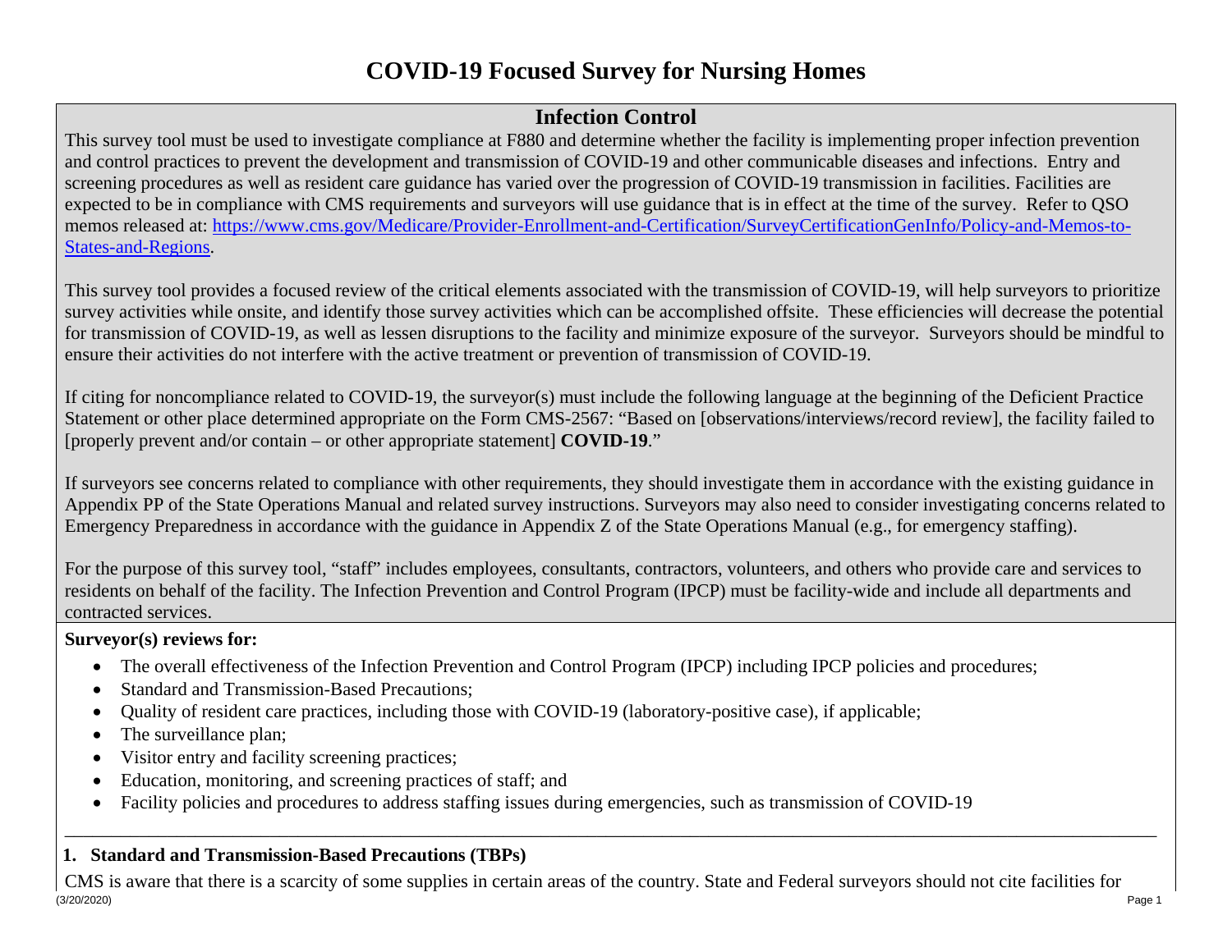# COVID-19 Focused Survey for Nursing Homes

## Infection Control

This survey tool must be used to investigate compliance at F880 and determine whether the facility is implementing proper infection prevention and control practices to prevent the development and transmission of COVID-19 and other communicable diseases and infections. Entry and screening procedures as well as resident care guidance has varied over the progression of COVID-19 transmission in facilities. Facilities are expected to be in compliance with CMS requirements and surveyors will use guidance that is in effect at the time of the survey. Refer to QSO memos released at: [https://www.cms.gov/Medicare/Provider-Enrollment-and-Certification/SurveyCertificationGenInfo/Policy-and-Memos-to-States-and-Regions](https://www.cms.gov/Medicare/Provider-Enrollment-and-Certification/SurveyCertificationGenInfo/Policy-and-Memos-to-States-and-Regions).

This survey tool provides a focused review of the critical elements associated with the transmission of COVID-19, will help surveyors to prioritize survey activities while onsite, and identify those survey activities which can be accomplished offsite. These efficiencies will decrease the potential for transmission of COVID-19, as well as lessen disruptions to the facility and minimize exposure of the surveyor. Surveyors should be mindful to ensure their activities do not interfere with the active treatment or prevention of transmission of COVID-19.

If citing for noncompliance related to COVID-19, the surveyor(s) must include the following language at the beginning of the Deficient Practice Statement or other place determined appropriate on the Form CMS-2567: "Based on [observations/interviews/record review], the facility failed to [properly prevent and/or contain – or other appropriate statement] **COVID-19**."

If surveyors see concerns related to compliance with other requirements, they should investigate them in accordance with the existing guidance in Appendix PP of the State Operations Manual and related survey instructions. Surveyors may also need to consider investigating concerns related to Emergency Preparedness in accordance with the guidance in Appendix Z of the State Operations Manual (e.g., for emergency staffing).

For the purpose of this survey tool, "staff" includes employees, consultants, contractors, volunteers, and others who provide care and services to residents on behalf of the facility. The Infection Prevention and Control Program (IPCP) must be facility-wide and include all departments and contracted services.

**Surveyor(s) reviews for:**

- The overall effectiveness of the Infection Prevention and Control Program (IPCP) including IPCP policies and procedures;
- Standard and Transmission-Based Precautions;
- Quality of resident care practices, including those with COVID-19 (laboratory-positive case), if applicable;
- The surveillance plan;
- Visitor entry and facility screening practices;
- Education, monitoring, and screening practices of staff; and
- Facility policies and procedures to address staffing issues during emergencies, such as transmission of COVID-19

---

### 1. Standard and Transmission-Based Precautions (TBPs)

CMS is aware that there is a scarcity of some supplies in certain areas of the country. State and Federal surveyors should not cite facilities for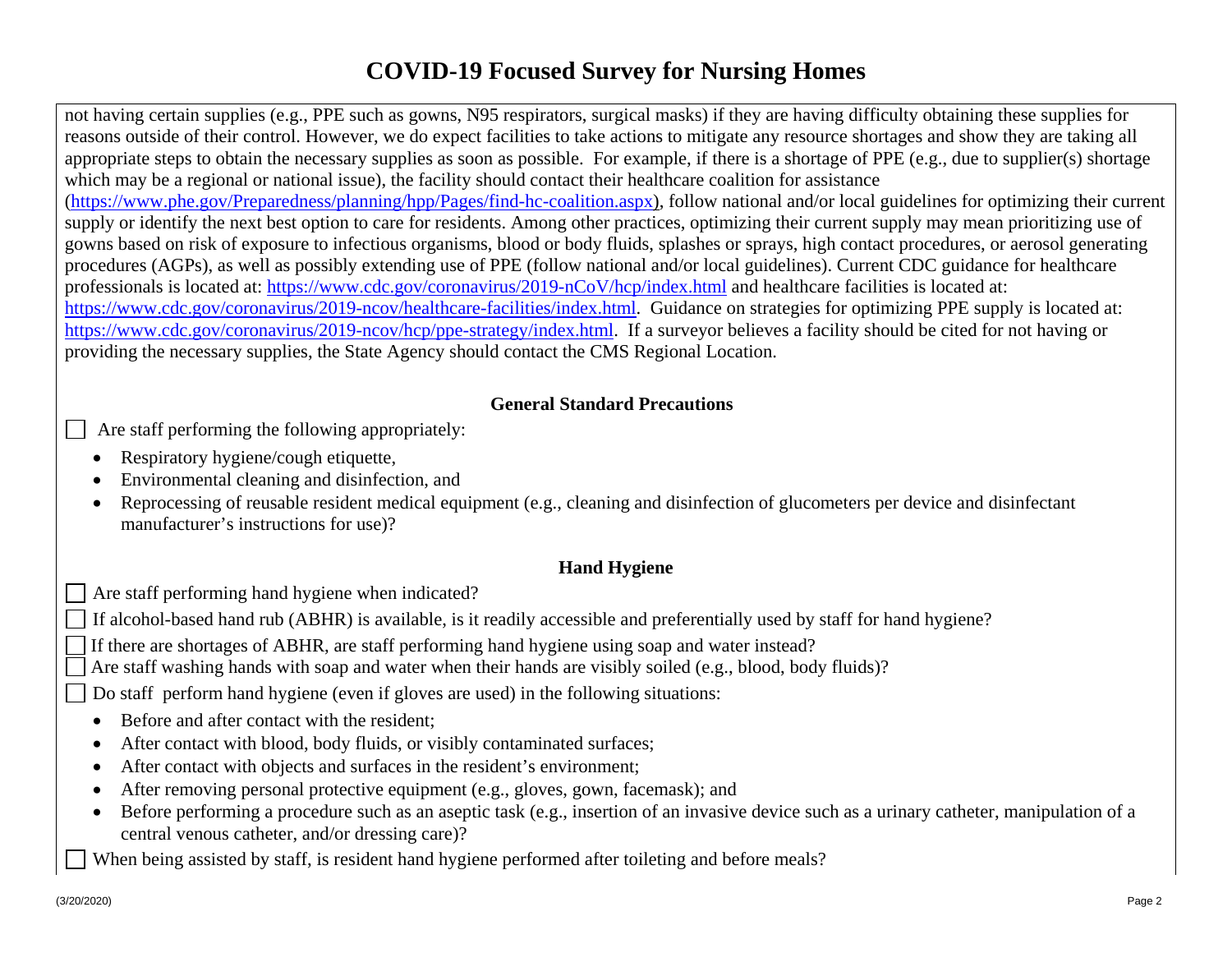not having certain supplies (e.g., PPE such as gowns, N95 respirators, surgical masks) if they are having difficulty obtaining these supplies for reasons outside of their control. However, we do expect facilities to take actions to mitigate any resource shortages and show they are taking all appropriate steps to obtain the necessary supplies as soon as possible. For example, if there is a shortage of PPE (e.g., due to supplier(s) shortage which may be a regional or national issue), the facility should contact their healthcare coalition for assistance (https://www.phe.gov/Preparedness/planning/hpp/Pages/find-hc-coalition.aspx), follow national and/or local guidelines for optimizing their current supply or identify the next best option to care for residents. Among other practices, optimizing their current supply may mean prioritizing use of gowns based on risk of exposure to infectious organisms, blood or body fluids, splashes or sprays, high contact procedures, or aerosol generating procedures (AGPs), as well as possibly extending use of PPE (follow national and/or local guidelines). Current CDC guidance for healthcare professionals is located at: https://www.cdc.gov/coronavirus/2019-nCoV/hcp/index.html and healthcare facilities is located at: https://www.cdc.gov/coronavirus/2019-ncov/healthcare-facilities/index.html. Guidance on strategies for optimizing PPE supply is located at: https://www.cdc.gov/coronavirus/2019-ncov/hcp/ppe-strategy/index.html. If a surveyor believes a facility should be cited for not having or providing the necessary supplies, the State Agency should contact the CMS Regional Location.

### General Standard Precautions

☐ Are staff performing the following appropriately:

- Respiratory hygiene/cough etiquette,
- Environmental cleaning and disinfection, and
- Reprocessing of reusable resident medical equipment (e.g., cleaning and disinfection of glucometers per device and disinfectant manufacturer's instructions for use)?

### Hand Hygiene

☐ Are staff performing hand hygiene when indicated?

☐ If alcohol-based hand rub (ABHR) is available, is it readily accessible and preferentially used by staff for hand hygiene?

☐ If there are shortages of ABHR, are staff performing hand hygiene using soap and water instead?

☐ Are staff washing hands with soap and water when their hands are visibly soiled (e.g., blood, body fluids)?

☐ Do staff perform hand hygiene (even if gloves are used) in the following situations:

- Before and after contact with the resident;
- After contact with blood, body fluids, or visibly contaminated surfaces;
- After contact with objects and surfaces in the resident's environment;
- After removing personal protective equipment (e.g., gloves, gown, facemask); and
- Before performing a procedure such as an aseptic task (e.g., insertion of an invasive device such as a urinary catheter, manipulation of a central venous catheter, and/or dressing care)?

☐ When being assisted by staff, is resident hand hygiene performed after toileting and before meals?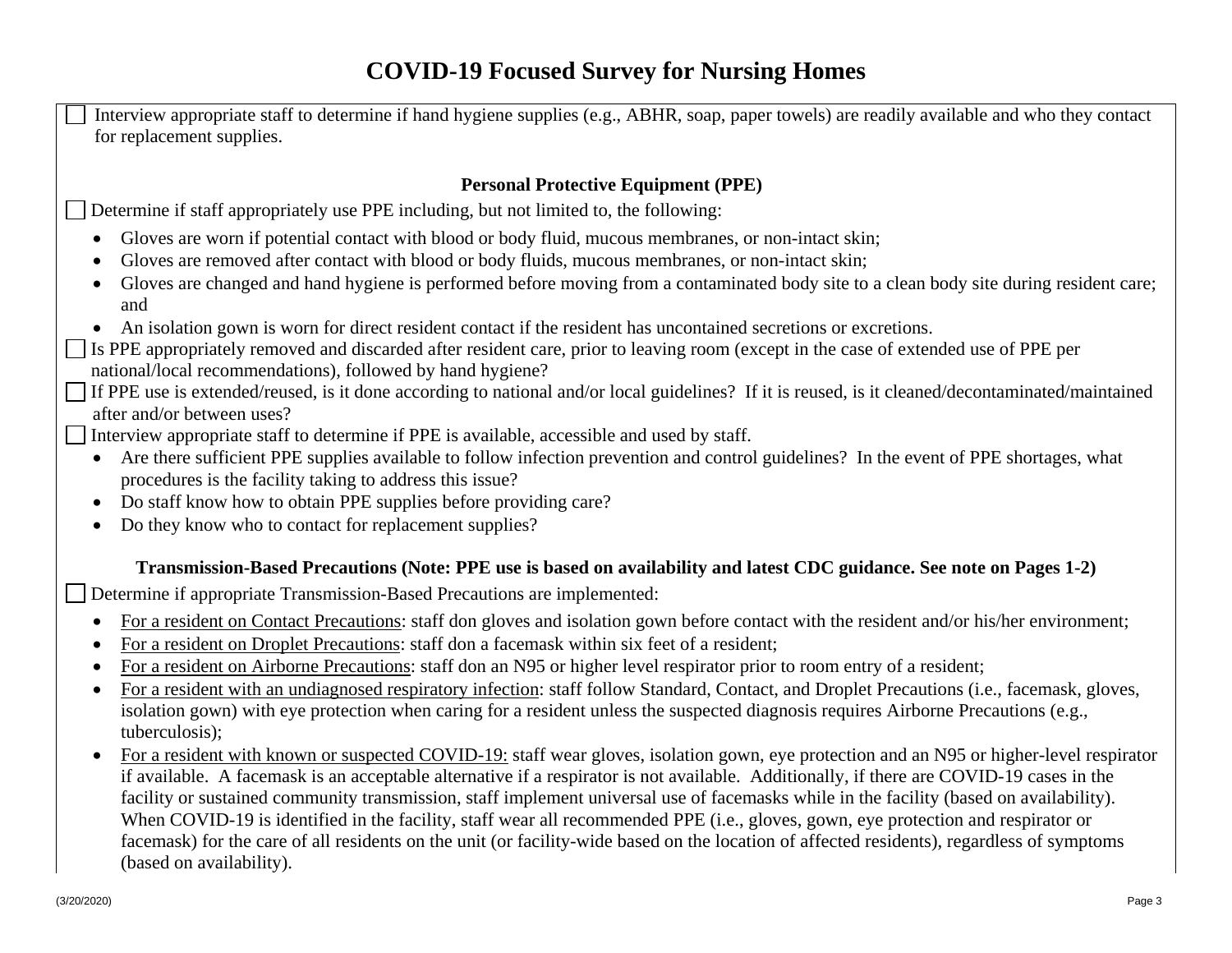# COVID-19 Focused Survey for Nursing Homes

- [ ] Interview appropriate staff to determine if hand hygiene supplies (e.g., ABHR, soap, paper towels) are readily available and who they contact for replacement supplies.

**Personal Protective Equipment (PPE)**

- [ ] Determine if staff appropriately use PPE including, but not limited to, the following:
  - Gloves are worn if potential contact with blood or body fluid, mucous membranes, or non-intact skin;
  - Gloves are removed after contact with blood or body fluids, mucous membranes, or non-intact skin;
  - Gloves are changed and hand hygiene is performed before moving from a contaminated body site to a clean body site during resident care; and
  - An isolation gown is worn for direct resident contact if the resident has uncontained secretions or excretions.
- [ ] Is PPE appropriately removed and discarded after resident care, prior to leaving room (except in the case of extended use of PPE per national/local recommendations), followed by hand hygiene?
- [ ] If PPE use is extended/reused, is it done according to national and/or local guidelines? If it is reused, is it cleaned/decontaminated/maintained after and/or between uses?
- [ ] Interview appropriate staff to determine if PPE is available, accessible and used by staff.
  - Are there sufficient PPE supplies available to follow infection prevention and control guidelines? In the event of PPE shortages, what procedures is the facility taking to address this issue?
  - Do staff know how to obtain PPE supplies before providing care?
  - Do they know who to contact for replacement supplies?

**Transmission-Based Precautions (Note: PPE use is based on availability and latest CDC guidance. See note on Pages 1-2)**

- [ ] Determine if appropriate Transmission-Based Precautions are implemented:
  - For a resident on Contact Precautions: staff don gloves and isolation gown before contact with the resident and/or his/her environment;
  - For a resident on Droplet Precautions: staff don a facemask within six feet of a resident;
  - For a resident on Airborne Precautions: staff don an N95 or higher level respirator prior to room entry of a resident;
  - For a resident with an undiagnosed respiratory infection: staff follow Standard, Contact, and Droplet Precautions (i.e., facemask, gloves, isolation gown) with eye protection when caring for a resident unless the suspected diagnosis requires Airborne Precautions (e.g., tuberculosis);
  - For a resident with known or suspected COVID-19: staff wear gloves, isolation gown, eye protection and an N95 or higher-level respirator if available. A facemask is an acceptable alternative if a respirator is not available. Additionally, if there are COVID-19 cases in the facility or sustained community transmission, staff implement universal use of facemasks while in the facility (based on availability). When COVID-19 is identified in the facility, staff wear all recommended PPE (i.e., gloves, gown, eye protection and respirator or facemask) for the care of all residents on the unit (or facility-wide based on the location of affected residents), regardless of symptoms (based on availability).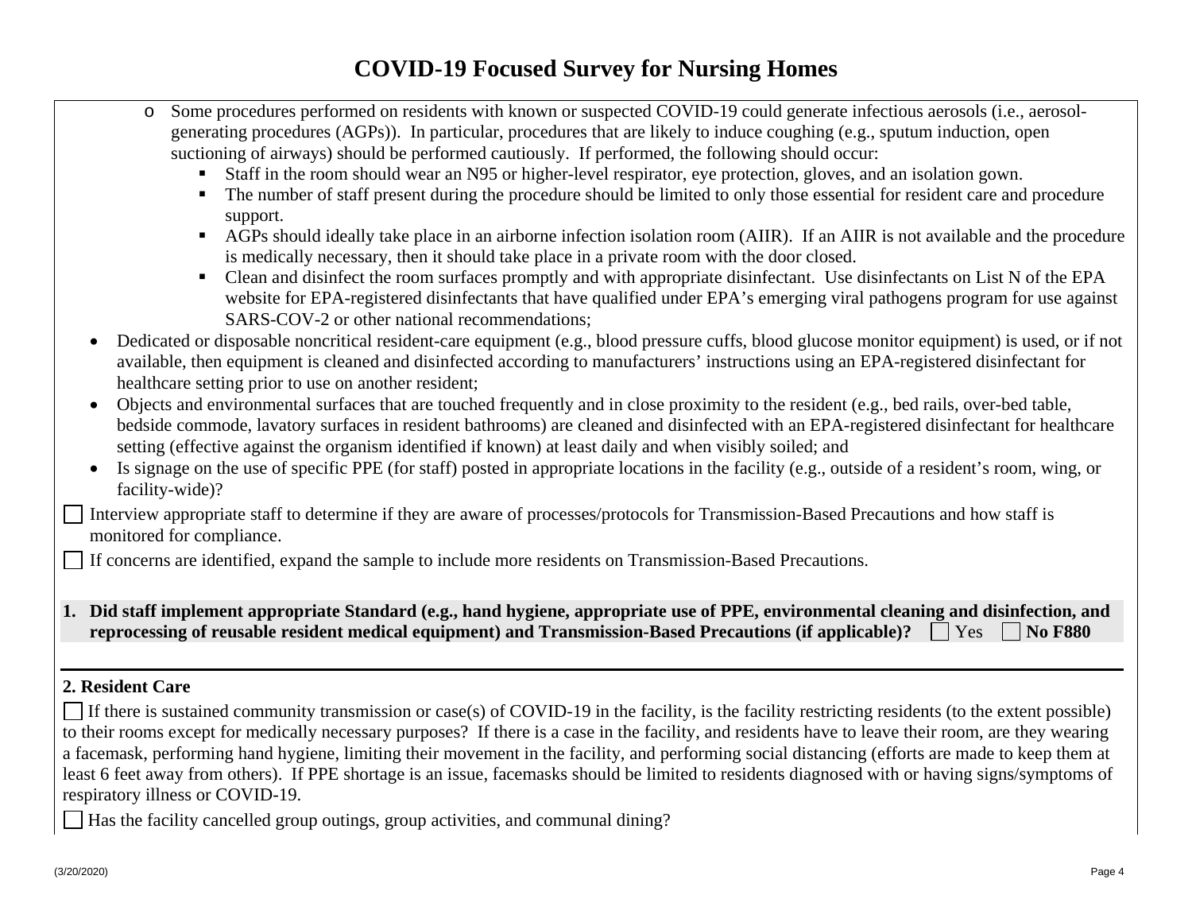- Some procedures performed on residents with known or suspected COVID-19 could generate infectious aerosols (i.e., aerosol-generating procedures (AGPs)). In particular, procedures that are likely to induce coughing (e.g., sputum induction, open suctioning of airways) should be performed cautiously. If performed, the following should occur:
  - Staff in the room should wear an N95 or higher-level respirator, eye protection, gloves, and an isolation gown.
  - The number of staff present during the procedure should be limited to only those essential for resident care and procedure support.
  - AGPs should ideally take place in an airborne infection isolation room (AIIR). If an AIIR is not available and the procedure is medically necessary, then it should take place in a private room with the door closed.
  - Clean and disinfect the room surfaces promptly and with appropriate disinfectant. Use disinfectants on List N of the EPA website for EPA-registered disinfectants that have qualified under EPA's emerging viral pathogens program for use against SARS-COV-2 or other national recommendations;
- Dedicated or disposable noncritical resident-care equipment (e.g., blood pressure cuffs, blood glucose monitor equipment) is used, or if not available, then equipment is cleaned and disinfected according to manufacturers' instructions using an EPA-registered disinfectant for healthcare setting prior to use on another resident;
- Objects and environmental surfaces that are touched frequently and in close proximity to the resident (e.g., bed rails, over-bed table, bedside commode, lavatory surfaces in resident bathrooms) are cleaned and disinfected with an EPA-registered disinfectant for healthcare setting (effective against the organism identified if known) at least daily and when visibly soiled; and
- Is signage on the use of specific PPE (for staff) posted in appropriate locations in the facility (e.g., outside of a resident's room, wing, or facility-wide)?

☐ Interview appropriate staff to determine if they are aware of processes/protocols for Transmission-Based Precautions and how staff is monitored for compliance.

☐ If concerns are identified, expand the sample to include more residents on Transmission-Based Precautions.

**1. Did staff implement appropriate Standard (e.g., hand hygiene, appropriate use of PPE, environmental cleaning and disinfection, and reprocessing of reusable resident medical equipment) and Transmission-Based Precautions (if applicable)?** ☐ Yes ☐ **No F880**

## 2. Resident Care

☐ If there is sustained community transmission or case(s) of COVID-19 in the facility, is the facility restricting residents (to the extent possible) to their rooms except for medically necessary purposes? If there is a case in the facility, and residents have to leave their room, are they wearing a facemask, performing hand hygiene, limiting their movement in the facility, and performing social distancing (efforts are made to keep them at least 6 feet away from others). If PPE shortage is an issue, facemasks should be limited to residents diagnosed with or having signs/symptoms of respiratory illness or COVID-19.

☐ Has the facility cancelled group outings, group activities, and communal dining?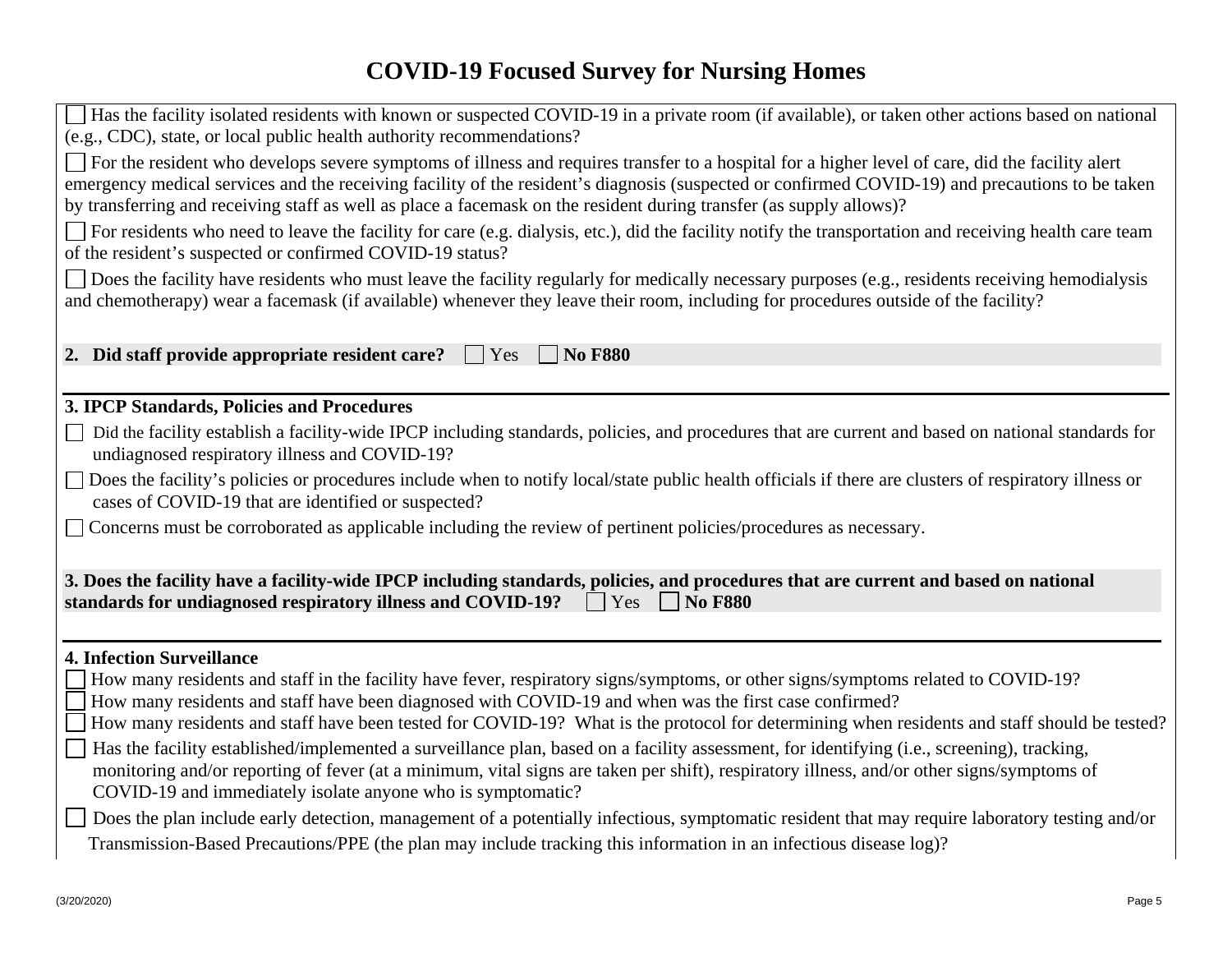# COVID-19 Focused Survey for Nursing Homes

- [ ] Has the facility isolated residents with known or suspected COVID-19 in a private room (if available), or taken other actions based on national (e.g., CDC), state, or local public health authority recommendations?
- [ ] For the resident who develops severe symptoms of illness and requires transfer to a hospital for a higher level of care, did the facility alert emergency medical services and the receiving facility of the resident's diagnosis (suspected or confirmed COVID-19) and precautions to be taken by transferring and receiving staff as well as place a facemask on the resident during transfer (as supply allows)?
- [ ] For residents who need to leave the facility for care (e.g. dialysis, etc.), did the facility notify the transportation and receiving health care team of the resident's suspected or confirmed COVID-19 status?
- [ ] Does the facility have residents who must leave the facility regularly for medically necessary purposes (e.g., residents receiving hemodialysis and chemotherapy) wear a facemask (if available) whenever they leave their room, including for procedures outside of the facility?

**2. Did staff provide appropriate resident care?** ☐ Yes ☐ **No F880**

**3. IPCP Standards, Policies and Procedures**

- [ ] Did the facility establish a facility-wide IPCP including standards, policies, and procedures that are current and based on national standards for undiagnosed respiratory illness and COVID-19?
- [ ] Does the facility's policies or procedures include when to notify local/state public health officials if there are clusters of respiratory illness or cases of COVID-19 that are identified or suspected?
- [ ] Concerns must be corroborated as applicable including the review of pertinent policies/procedures as necessary.

**3. Does the facility have a facility-wide IPCP including standards, policies, and procedures that are current and based on national standards for undiagnosed respiratory illness and COVID-19?** ☐ Yes ☐ **No F880**

**4. Infection Surveillance**

- [ ] How many residents and staff in the facility have fever, respiratory signs/symptoms, or other signs/symptoms related to COVID-19?
- [ ] How many residents and staff have been diagnosed with COVID-19 and when was the first case confirmed?
- [ ] How many residents and staff have been tested for COVID-19? What is the protocol for determining when residents and staff should be tested?
- [ ] Has the facility established/implemented a surveillance plan, based on a facility assessment, for identifying (i.e., screening), tracking, monitoring and/or reporting of fever (at a minimum, vital signs are taken per shift), respiratory illness, and/or other signs/symptoms of COVID-19 and immediately isolate anyone who is symptomatic?
- [ ] Does the plan include early detection, management of a potentially infectious, symptomatic resident that may require laboratory testing and/or Transmission-Based Precautions/PPE (the plan may include tracking this information in an infectious disease log)?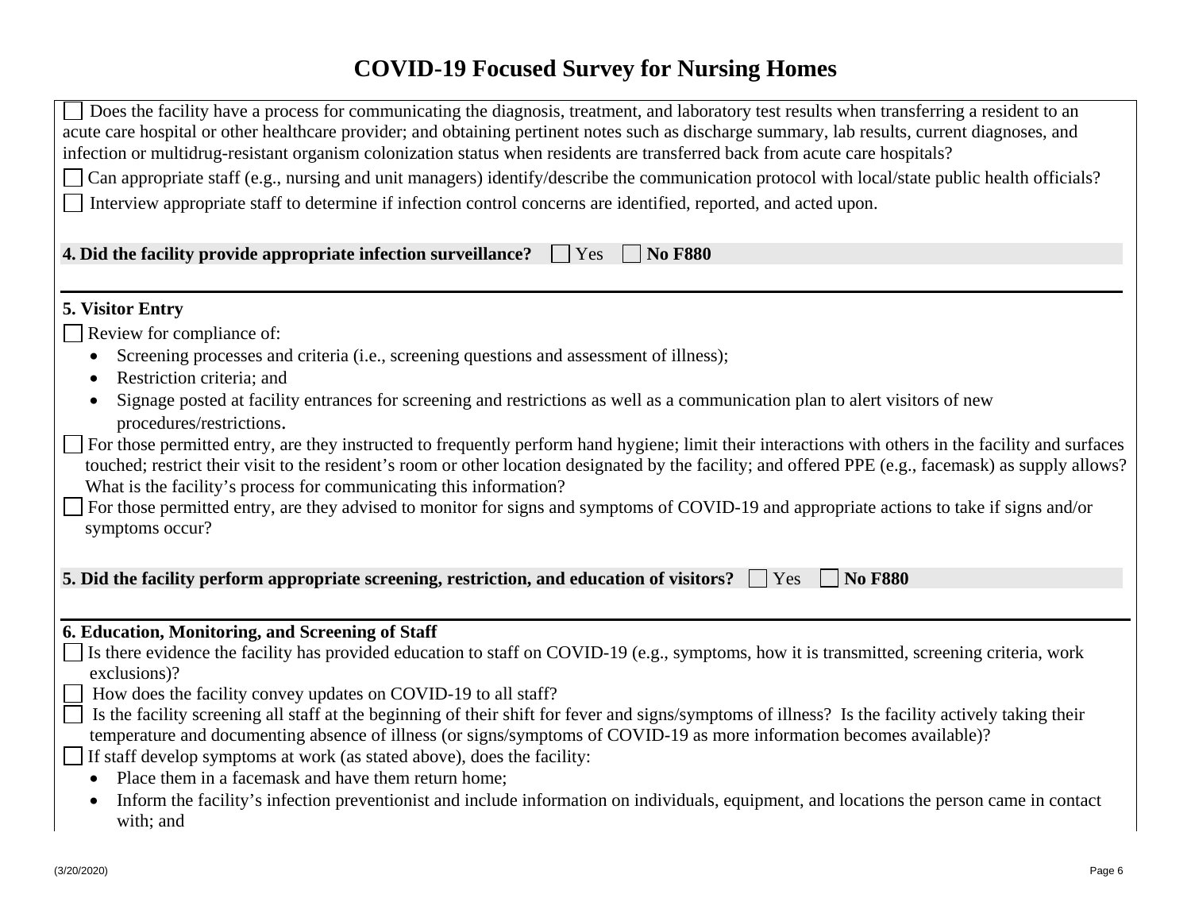# COVID-19 Focused Survey for Nursing Homes

☐ Does the facility have a process for communicating the diagnosis, treatment, and laboratory test results when transferring a resident to an acute care hospital or other healthcare provider; and obtaining pertinent notes such as discharge summary, lab results, current diagnoses, and infection or multidrug-resistant organism colonization status when residents are transferred back from acute care hospitals?

☐ Can appropriate staff (e.g., nursing and unit managers) identify/describe the communication protocol with local/state public health officials?

☐ Interview appropriate staff to determine if infection control concerns are identified, reported, and acted upon.

**4. Did the facility provide appropriate infection surveillance?** ☐ Yes ☐ **No F880**

**5. Visitor Entry**

☐ Review for compliance of:

- Screening processes and criteria (i.e., screening questions and assessment of illness);
- Restriction criteria; and
- Signage posted at facility entrances for screening and restrictions as well as a communication plan to alert visitors of new procedures/restrictions.

☐ For those permitted entry, are they instructed to frequently perform hand hygiene; limit their interactions with others in the facility and surfaces touched; restrict their visit to the resident's room or other location designated by the facility; and offered PPE (e.g., facemask) as supply allows? What is the facility's process for communicating this information?

☐ For those permitted entry, are they advised to monitor for signs and symptoms of COVID-19 and appropriate actions to take if signs and/or symptoms occur?

**5. Did the facility perform appropriate screening, restriction, and education of visitors?** ☐ Yes ☐ **No F880**

**6. Education, Monitoring, and Screening of Staff**

☐ Is there evidence the facility has provided education to staff on COVID-19 (e.g., symptoms, how it is transmitted, screening criteria, work exclusions)?

☐ How does the facility convey updates on COVID-19 to all staff?

☐ Is the facility screening all staff at the beginning of their shift for fever and signs/symptoms of illness? Is the facility actively taking their temperature and documenting absence of illness (or signs/symptoms of COVID-19 as more information becomes available)?

☐ If staff develop symptoms at work (as stated above), does the facility:

- Place them in a facemask and have them return home;
- Inform the facility's infection preventionist and include information on individuals, equipment, and locations the person came in contact with; and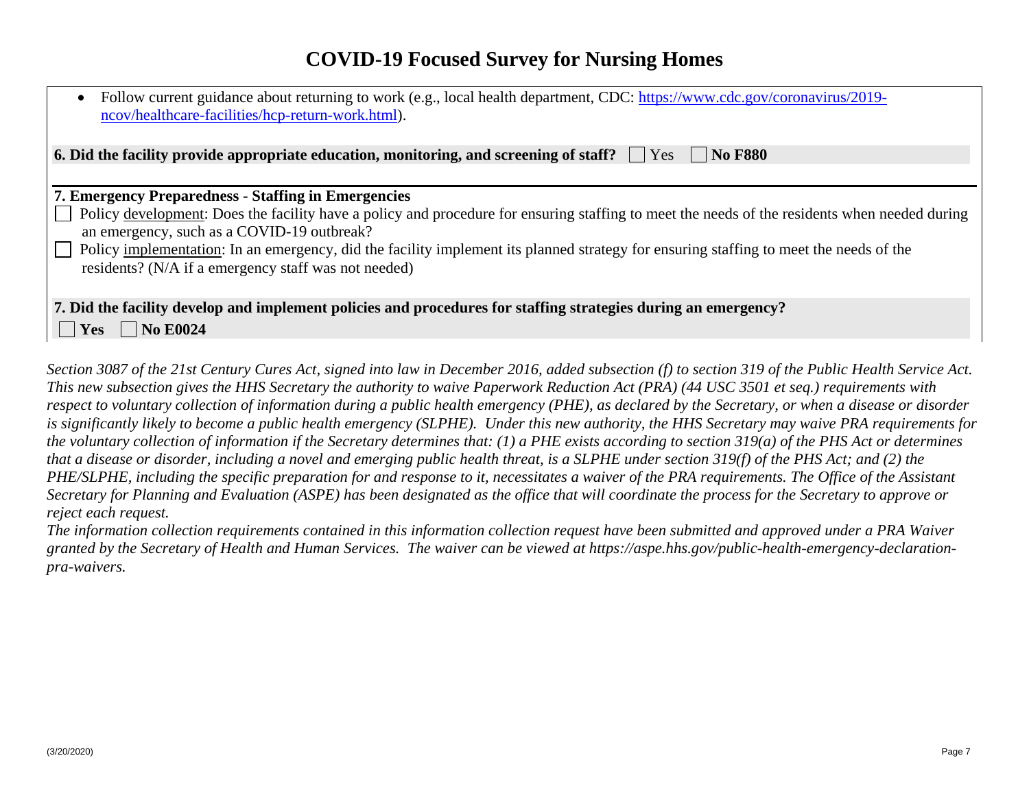- Follow current guidance about returning to work (e.g., local health department, CDC: [https://www.cdc.gov/coronavirus/2019-ncov/healthcare-facilities/hcp-return-work.html](https://www.cdc.gov/coronavirus/2019-ncov/healthcare-facilities/hcp-return-work.html)).

**6. Did the facility provide appropriate education, monitoring, and screening of staff?** ☐ Yes ☐ **No F880**

**7. Emergency Preparedness - Staffing in Emergencies**

☐ Policy development: Does the facility have a policy and procedure for ensuring staffing to meet the needs of the residents when needed during an emergency, such as a COVID-19 outbreak?

☐ Policy implementation: In an emergency, did the facility implement its planned strategy for ensuring staffing to meet the needs of the residents? (N/A if a emergency staff was not needed)

**7. Did the facility develop and implement policies and procedures for staffing strategies during an emergency?**
☐ **Yes** ☐ **No E0024**

*Section 3087 of the 21st Century Cures Act, signed into law in December 2016, added subsection (f) to section 319 of the Public Health Service Act. This new subsection gives the HHS Secretary the authority to waive Paperwork Reduction Act (PRA) (44 USC 3501 et seq.) requirements with respect to voluntary collection of information during a public health emergency (PHE), as declared by the Secretary, or when a disease or disorder is significantly likely to become a public health emergency (SLPHE). Under this new authority, the HHS Secretary may waive PRA requirements for the voluntary collection of information if the Secretary determines that: (1) a PHE exists according to section 319(a) of the PHS Act or determines that a disease or disorder, including a novel and emerging public health threat, is a SLPHE under section 319(f) of the PHS Act; and (2) the PHE/SLPHE, including the specific preparation for and response to it, necessitates a waiver of the PRA requirements. The Office of the Assistant Secretary for Planning and Evaluation (ASPE) has been designated as the office that will coordinate the process for the Secretary to approve or reject each request.*

*The information collection requirements contained in this information collection request have been submitted and approved under a PRA Waiver granted by the Secretary of Health and Human Services. The waiver can be viewed at https://aspe.hhs.gov/public-health-emergency-declaration-pra-waivers.*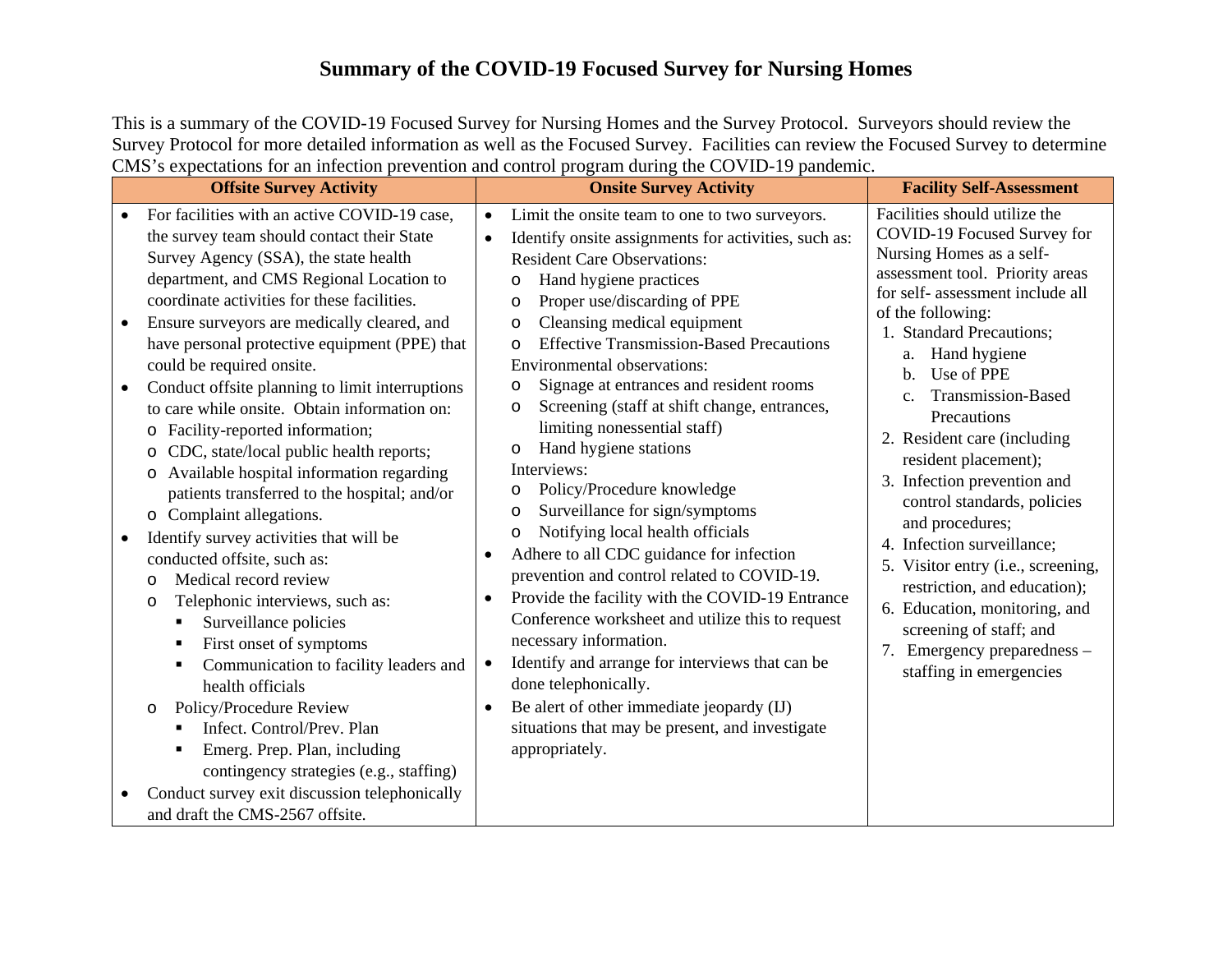# Summary of the COVID-19 Focused Survey for Nursing Homes

This is a summary of the COVID-19 Focused Survey for Nursing Homes and the Survey Protocol. Surveyors should review the Survey Protocol for more detailed information as well as the Focused Survey. Facilities can review the Focused Survey to determine CMS's expectations for an infection prevention and control program during the COVID-19 pandemic.

| Offsite Survey Activity | Onsite Survey Activity | Facility Self-Assessment |
|---|---|---|
| • For facilities with an active COVID-19 case, the survey team should contact their State Survey Agency (SSA), the state health department, and CMS Regional Location to coordinate activities for these facilities.<br>• Ensure surveyors are medically cleared, and have personal protective equipment (PPE) that could be required onsite.<br>• Conduct offsite planning to limit interruptions to care while onsite. Obtain information on:<br>  o Facility-reported information;<br>  o CDC, state/local public health reports;<br>  o Available hospital information regarding patients transferred to the hospital; and/or<br>  o Complaint allegations.<br>• Identify survey activities that will be conducted offsite, such as:<br>  o Medical record review<br>  o Telephonic interviews, such as:<br>    ▪ Surveillance policies<br>    ▪ First onset of symptoms<br>    ▪ Communication to facility leaders and health officials<br>  o Policy/Procedure Review<br>    ▪ Infect. Control/Prev. Plan<br>    ▪ Emerg. Prep. Plan, including contingency strategies (e.g., staffing)<br>• Conduct survey exit discussion telephonically and draft the CMS-2567 offsite. | • Limit the onsite team to one to two surveyors.<br>• Identify onsite assignments for activities, such as:<br>Resident Care Observations:<br>  o Hand hygiene practices<br>  o Proper use/discarding of PPE<br>  o Cleansing medical equipment<br>  o Effective Transmission-Based Precautions<br>Environmental observations:<br>  o Signage at entrances and resident rooms<br>  o Screening (staff at shift change, entrances, limiting nonessential staff)<br>  o Hand hygiene stations<br>Interviews:<br>  o Policy/Procedure knowledge<br>  o Surveillance for sign/symptoms<br>  o Notifying local health officials<br>• Adhere to all CDC guidance for infection prevention and control related to COVID-19.<br>• Provide the facility with the COVID-19 Entrance Conference worksheet and utilize this to request necessary information.<br>• Identify and arrange for interviews that can be done telephonically.<br>• Be alert of other immediate jeopardy (IJ) situations that may be present, and investigate appropriately. | Facilities should utilize the COVID-19 Focused Survey for Nursing Homes as a self-assessment tool. Priority areas for self- assessment include all of the following:<br>1. Standard Precautions;<br>  a. Hand hygiene<br>  b. Use of PPE<br>  c. Transmission-Based Precautions<br>2. Resident care (including resident placement);<br>3. Infection prevention and control standards, policies and procedures;<br>4. Infection surveillance;<br>5. Visitor entry (i.e., screening, restriction, and education);<br>6. Education, monitoring, and screening of staff; and<br>7. Emergency preparedness – staffing in emergencies |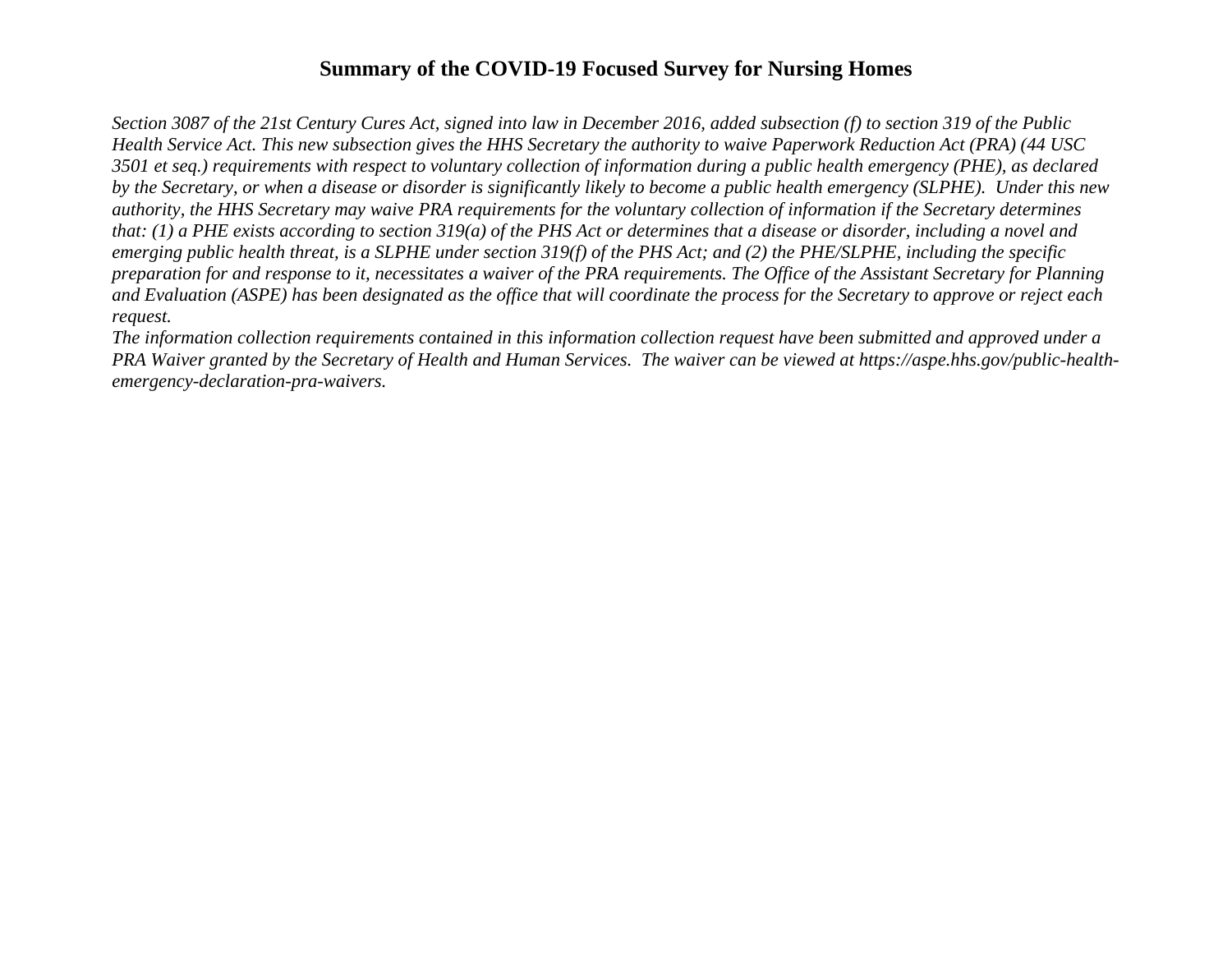# Summary of the COVID-19 Focused Survey for Nursing Homes

*Section 3087 of the 21st Century Cures Act, signed into law in December 2016, added subsection (f) to section 319 of the Public Health Service Act. This new subsection gives the HHS Secretary the authority to waive Paperwork Reduction Act (PRA) (44 USC 3501 et seq.) requirements with respect to voluntary collection of information during a public health emergency (PHE), as declared by the Secretary, or when a disease or disorder is significantly likely to become a public health emergency (SLPHE). Under this new authority, the HHS Secretary may waive PRA requirements for the voluntary collection of information if the Secretary determines that: (1) a PHE exists according to section 319(a) of the PHS Act or determines that a disease or disorder, including a novel and emerging public health threat, is a SLPHE under section 319(f) of the PHS Act; and (2) the PHE/SLPHE, including the specific preparation for and response to it, necessitates a waiver of the PRA requirements. The Office of the Assistant Secretary for Planning and Evaluation (ASPE) has been designated as the office that will coordinate the process for the Secretary to approve or reject each request.*

*The information collection requirements contained in this information collection request have been submitted and approved under a PRA Waiver granted by the Secretary of Health and Human Services. The waiver can be viewed at https://aspe.hhs.gov/public-health-emergency-declaration-pra-waivers.*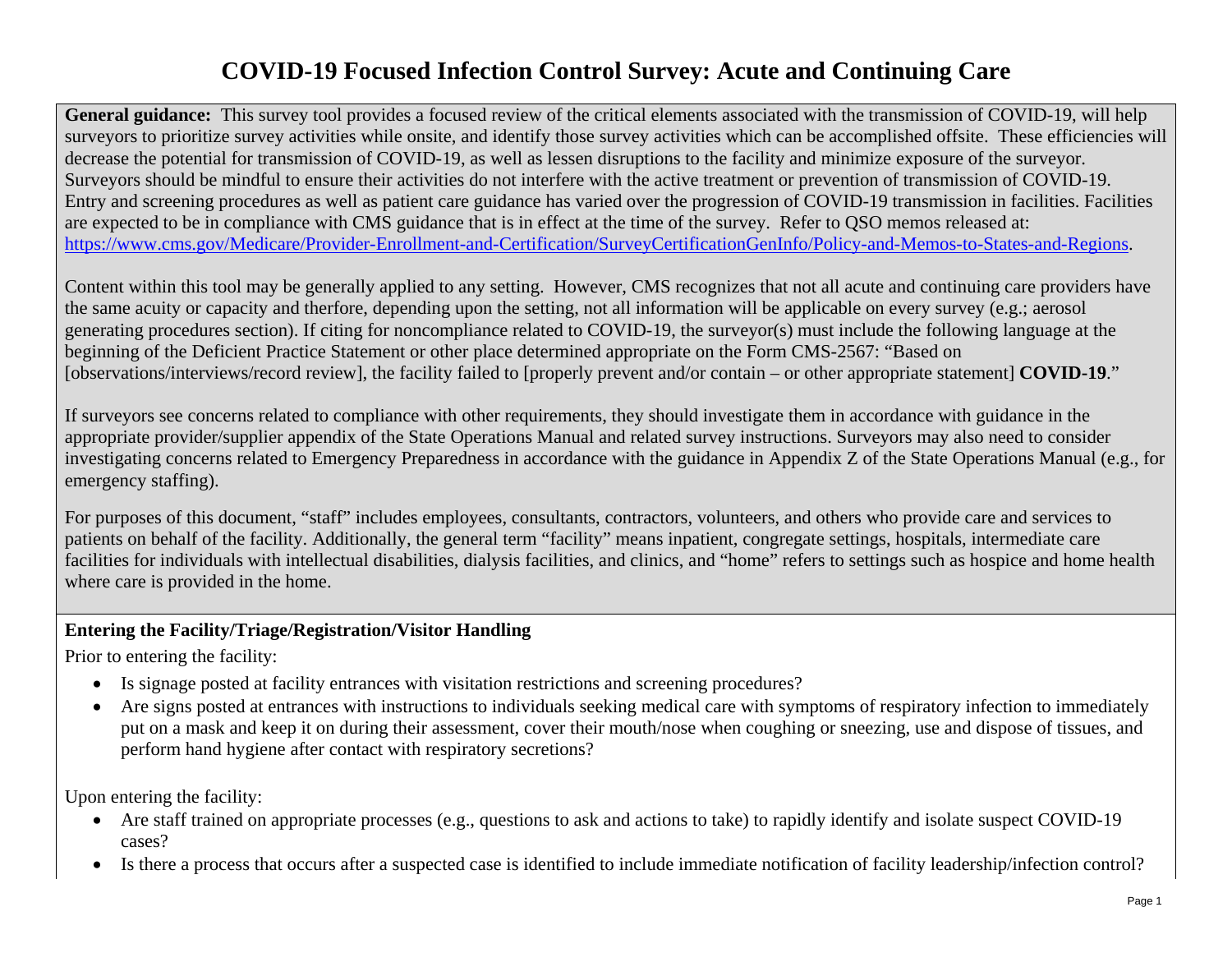# COVID-19 Focused Infection Control Survey: Acute and Continuing Care

**General guidance:** This survey tool provides a focused review of the critical elements associated with the transmission of COVID-19, will help surveyors to prioritize survey activities while onsite, and identify those survey activities which can be accomplished offsite. These efficiencies will decrease the potential for transmission of COVID-19, as well as lessen disruptions to the facility and minimize exposure of the surveyor. Surveyors should be mindful to ensure their activities do not interfere with the active treatment or prevention of transmission of COVID-19. Entry and screening procedures as well as patient care guidance has varied over the progression of COVID-19 transmission in facilities. Facilities are expected to be in compliance with CMS guidance that is in effect at the time of the survey. Refer to QSO memos released at: https://www.cms.gov/Medicare/Provider-Enrollment-and-Certification/SurveyCertificationGenInfo/Policy-and-Memos-to-States-and-Regions.

Content within this tool may be generally applied to any setting. However, CMS recognizes that not all acute and continuing care providers have the same acuity or capacity and therfore, depending upon the setting, not all information will be applicable on every survey (e.g.; aerosol generating procedures section). If citing for noncompliance related to COVID-19, the surveyor(s) must include the following language at the beginning of the Deficient Practice Statement or other place determined appropriate on the Form CMS-2567: "Based on [observations/interviews/record review], the facility failed to [properly prevent and/or contain – or other appropriate statement] **COVID-19**."

If surveyors see concerns related to compliance with other requirements, they should investigate them in accordance with guidance in the appropriate provider/supplier appendix of the State Operations Manual and related survey instructions. Surveyors may also need to consider investigating concerns related to Emergency Preparedness in accordance with the guidance in Appendix Z of the State Operations Manual (e.g., for emergency staffing).

For purposes of this document, "staff" includes employees, consultants, contractors, volunteers, and others who provide care and services to patients on behalf of the facility. Additionally, the general term "facility" means inpatient, congregate settings, hospitals, intermediate care facilities for individuals with intellectual disabilities, dialysis facilities, and clinics, and "home" refers to settings such as hospice and home health where care is provided in the home.

**Entering the Facility/Triage/Registration/Visitor Handling**

Prior to entering the facility:

- Is signage posted at facility entrances with visitation restrictions and screening procedures?
- Are signs posted at entrances with instructions to individuals seeking medical care with symptoms of respiratory infection to immediately put on a mask and keep it on during their assessment, cover their mouth/nose when coughing or sneezing, use and dispose of tissues, and perform hand hygiene after contact with respiratory secretions?

Upon entering the facility:

- Are staff trained on appropriate processes (e.g., questions to ask and actions to take) to rapidly identify and isolate suspect COVID-19 cases?
- Is there a process that occurs after a suspected case is identified to include immediate notification of facility leadership/infection control?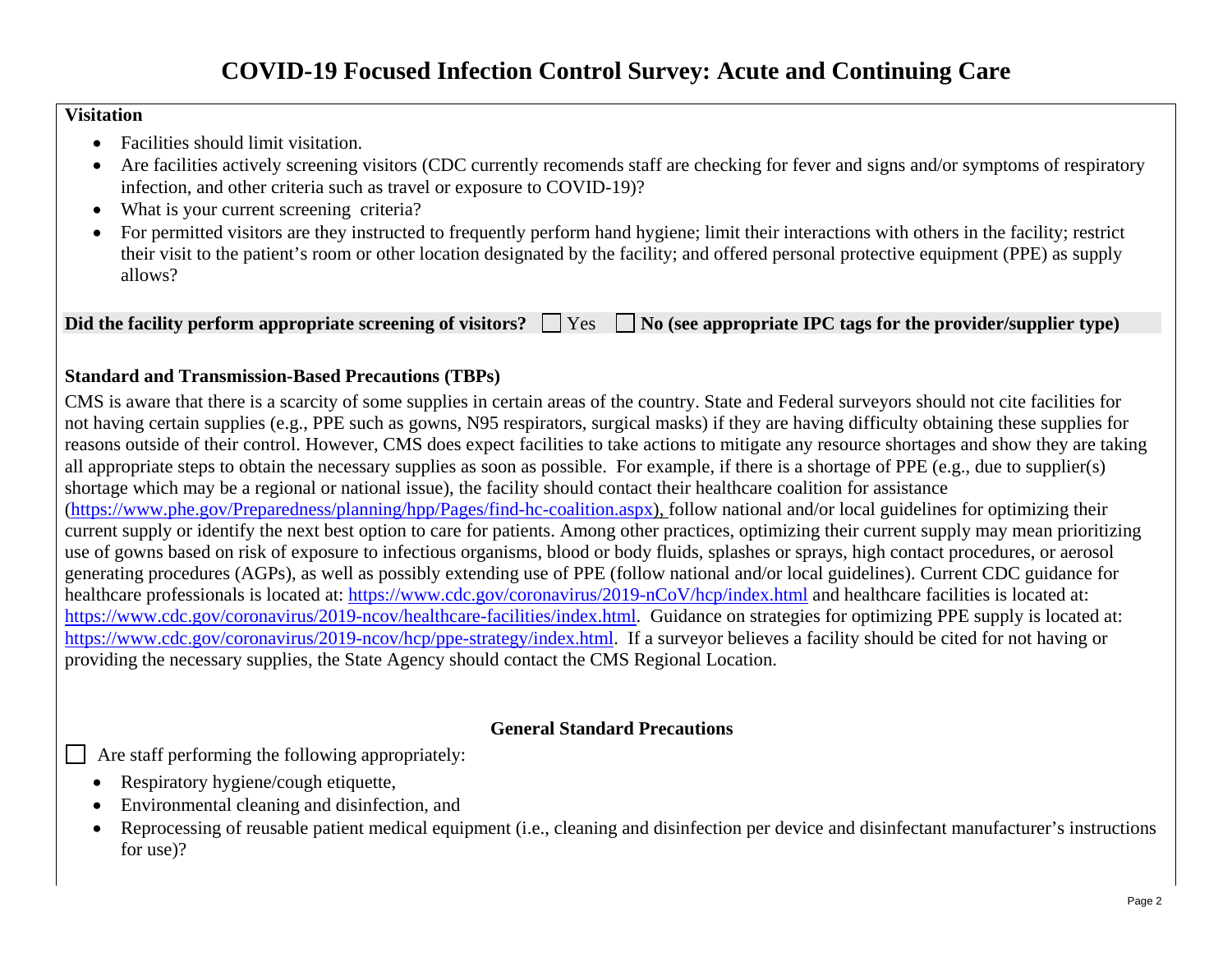# COVID-19 Focused Infection Control Survey: Acute and Continuing Care

**Visitation**

- Facilities should limit visitation.
- Are facilities actively screening visitors (CDC currently recomends staff are checking for fever and signs and/or symptoms of respiratory infection, and other criteria such as travel or exposure to COVID-19)?
- What is your current screening criteria?
- For permitted visitors are they instructed to frequently perform hand hygiene; limit their interactions with others in the facility; restrict their visit to the patient's room or other location designated by the facility; and offered personal protective equipment (PPE) as supply allows?

**Did the facility perform appropriate screening of visitors?** ☐ Yes ☐ **No (see appropriate IPC tags for the provider/supplier type)**

**Standard and Transmission-Based Precautions (TBPs)**

CMS is aware that there is a scarcity of some supplies in certain areas of the country. State and Federal surveyors should not cite facilities for not having certain supplies (e.g., PPE such as gowns, N95 respirators, surgical masks) if they are having difficulty obtaining these supplies for reasons outside of their control. However, CMS does expect facilities to take actions to mitigate any resource shortages and show they are taking all appropriate steps to obtain the necessary supplies as soon as possible. For example, if there is a shortage of PPE (e.g., due to supplier(s) shortage which may be a regional or national issue), the facility should contact their healthcare coalition for assistance (https://www.phe.gov/Preparedness/planning/hpp/Pages/find-hc-coalition.aspx), follow national and/or local guidelines for optimizing their current supply or identify the next best option to care for patients. Among other practices, optimizing their current supply may mean prioritizing use of gowns based on risk of exposure to infectious organisms, blood or body fluids, splashes or sprays, high contact procedures, or aerosol generating procedures (AGPs), as well as possibly extending use of PPE (follow national and/or local guidelines). Current CDC guidance for healthcare professionals is located at: https://www.cdc.gov/coronavirus/2019-nCoV/hcp/index.html and healthcare facilities is located at: https://www.cdc.gov/coronavirus/2019-ncov/healthcare-facilities/index.html. Guidance on strategies for optimizing PPE supply is located at: https://www.cdc.gov/coronavirus/2019-ncov/hcp/ppe-strategy/index.html. If a surveyor believes a facility should be cited for not having or providing the necessary supplies, the State Agency should contact the CMS Regional Location.

**General Standard Precautions**

☐ Are staff performing the following appropriately:

- Respiratory hygiene/cough etiquette,
- Environmental cleaning and disinfection, and
- Reprocessing of reusable patient medical equipment (i.e., cleaning and disinfection per device and disinfectant manufacturer's instructions for use)?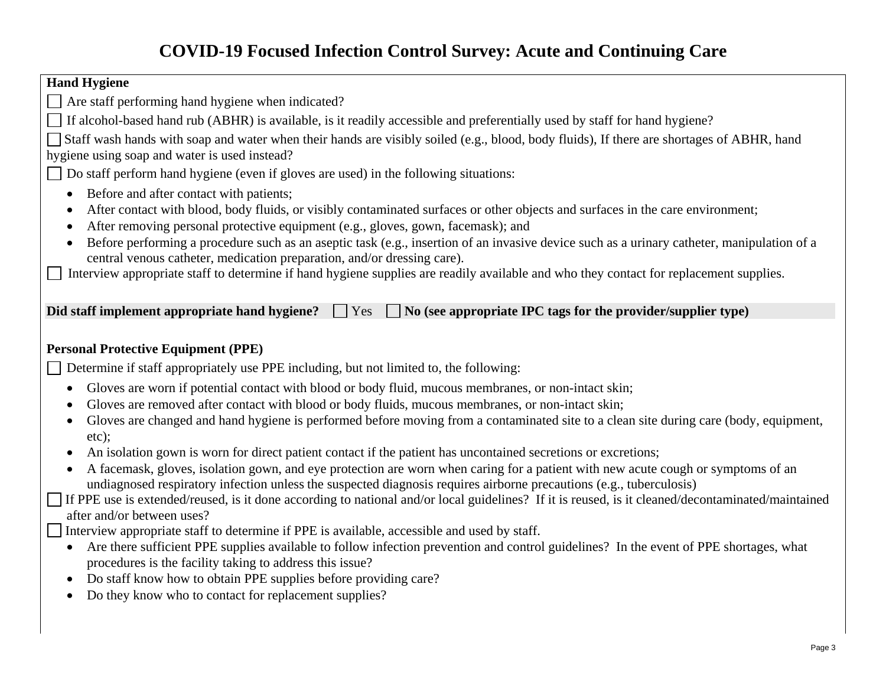# COVID-19 Focused Infection Control Survey: Acute and Continuing Care

**Hand Hygiene**

- [ ] Are staff performing hand hygiene when indicated?
- [ ] If alcohol-based hand rub (ABHR) is available, is it readily accessible and preferentially used by staff for hand hygiene?
- [ ] Staff wash hands with soap and water when their hands are visibly soiled (e.g., blood, body fluids), If there are shortages of ABHR, hand hygiene using soap and water is used instead?
- [ ] Do staff perform hand hygiene (even if gloves are used) in the following situations:
  - Before and after contact with patients;
  - After contact with blood, body fluids, or visibly contaminated surfaces or other objects and surfaces in the care environment;
  - After removing personal protective equipment (e.g., gloves, gown, facemask); and
  - Before performing a procedure such as an aseptic task (e.g., insertion of an invasive device such as a urinary catheter, manipulation of a central venous catheter, medication preparation, and/or dressing care).
- [ ] Interview appropriate staff to determine if hand hygiene supplies are readily available and who they contact for replacement supplies.

**Did staff implement appropriate hand hygiene?** ☐ Yes ☐ **No (see appropriate IPC tags for the provider/supplier type)**

**Personal Protective Equipment (PPE)**

- [ ] Determine if staff appropriately use PPE including, but not limited to, the following:
  - Gloves are worn if potential contact with blood or body fluid, mucous membranes, or non-intact skin;
  - Gloves are removed after contact with blood or body fluids, mucous membranes, or non-intact skin;
  - Gloves are changed and hand hygiene is performed before moving from a contaminated site to a clean site during care (body, equipment, etc);
  - An isolation gown is worn for direct patient contact if the patient has uncontained secretions or excretions;
  - A facemask, gloves, isolation gown, and eye protection are worn when caring for a patient with new acute cough or symptoms of an undiagnosed respiratory infection unless the suspected diagnosis requires airborne precautions (e.g., tuberculosis)
- [ ] If PPE use is extended/reused, is it done according to national and/or local guidelines? If it is reused, is it cleaned/decontaminated/maintained after and/or between uses?
- [ ] Interview appropriate staff to determine if PPE is available, accessible and used by staff.
  - Are there sufficient PPE supplies available to follow infection prevention and control guidelines? In the event of PPE shortages, what procedures is the facility taking to address this issue?
  - Do staff know how to obtain PPE supplies before providing care?
  - Do they know who to contact for replacement supplies?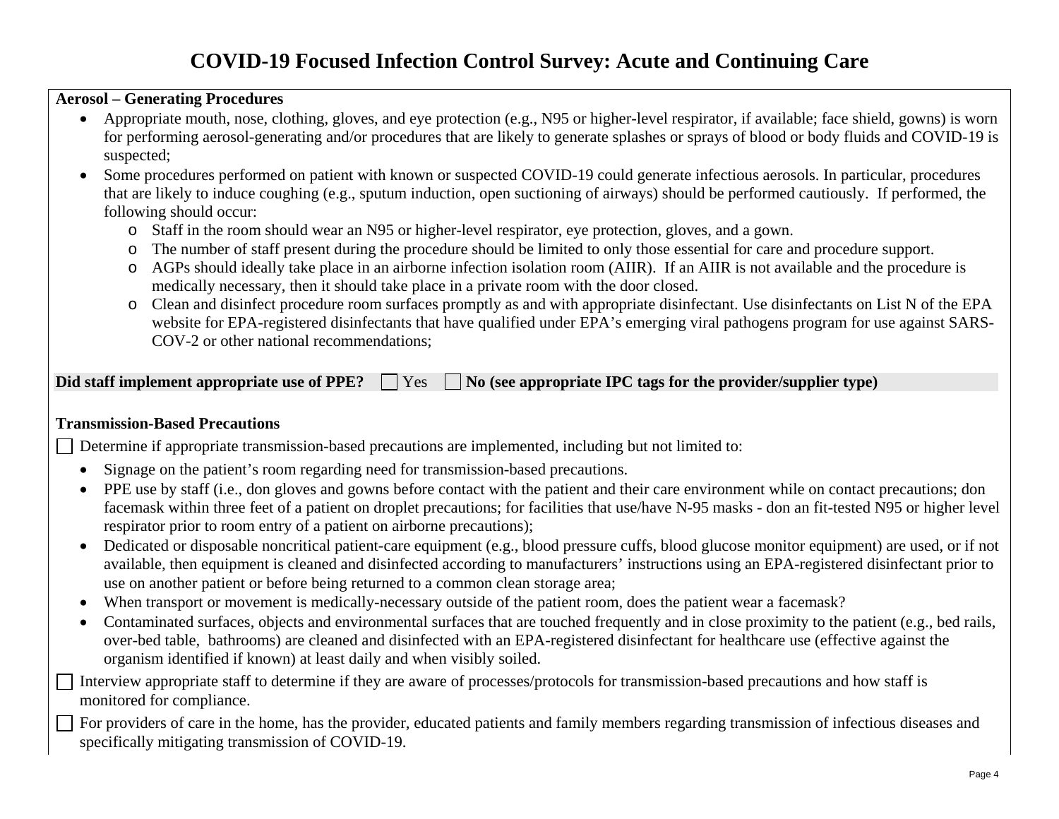# COVID-19 Focused Infection Control Survey: Acute and Continuing Care

**Aerosol – Generating Procedures**

- Appropriate mouth, nose, clothing, gloves, and eye protection (e.g., N95 or higher-level respirator, if available; face shield, gowns) is worn for performing aerosol-generating and/or procedures that are likely to generate splashes or sprays of blood or body fluids and COVID-19 is suspected;
- Some procedures performed on patient with known or suspected COVID-19 could generate infectious aerosols. In particular, procedures that are likely to induce coughing (e.g., sputum induction, open suctioning of airways) should be performed cautiously. If performed, the following should occur:
  - Staff in the room should wear an N95 or higher-level respirator, eye protection, gloves, and a gown.
  - The number of staff present during the procedure should be limited to only those essential for care and procedure support.
  - AGPs should ideally take place in an airborne infection isolation room (AIIR). If an AIIR is not available and the procedure is medically necessary, then it should take place in a private room with the door closed.
  - Clean and disinfect procedure room surfaces promptly as and with appropriate disinfectant. Use disinfectants on List N of the EPA website for EPA-registered disinfectants that have qualified under EPA's emerging viral pathogens program for use against SARS-COV-2 or other national recommendations;

**Did staff implement appropriate use of PPE?** ☐ Yes ☐ **No (see appropriate IPC tags for the provider/supplier type)**

**Transmission-Based Precautions**

☐ Determine if appropriate transmission-based precautions are implemented, including but not limited to:

- Signage on the patient's room regarding need for transmission-based precautions.
- PPE use by staff (i.e., don gloves and gowns before contact with the patient and their care environment while on contact precautions; don facemask within three feet of a patient on droplet precautions; for facilities that use/have N-95 masks - don an fit-tested N95 or higher level respirator prior to room entry of a patient on airborne precautions);
- Dedicated or disposable noncritical patient-care equipment (e.g., blood pressure cuffs, blood glucose monitor equipment) are used, or if not available, then equipment is cleaned and disinfected according to manufacturers' instructions using an EPA-registered disinfectant prior to use on another patient or before being returned to a common clean storage area;
- When transport or movement is medically-necessary outside of the patient room, does the patient wear a facemask?
- Contaminated surfaces, objects and environmental surfaces that are touched frequently and in close proximity to the patient (e.g., bed rails, over-bed table, bathrooms) are cleaned and disinfected with an EPA-registered disinfectant for healthcare use (effective against the organism identified if known) at least daily and when visibly soiled.

☐ Interview appropriate staff to determine if they are aware of processes/protocols for transmission-based precautions and how staff is monitored for compliance.

☐ For providers of care in the home, has the provider, educated patients and family members regarding transmission of infectious diseases and specifically mitigating transmission of COVID-19.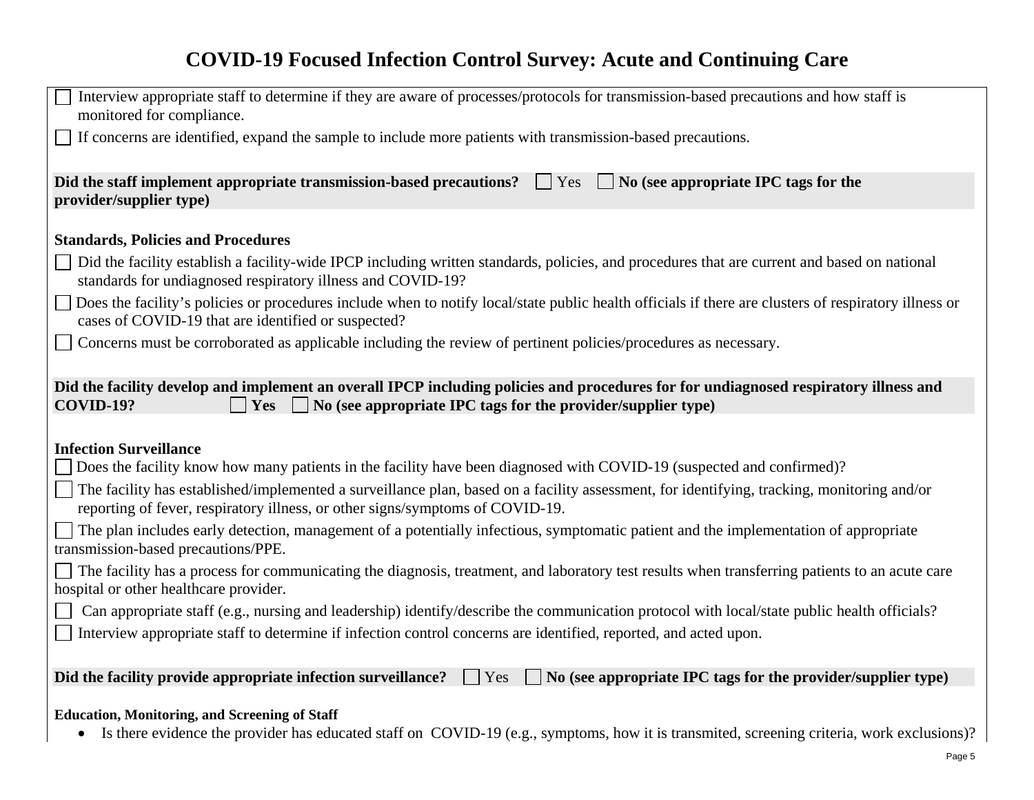# COVID-19 Focused Infection Control Survey: Acute and Continuing Care

☐ Interview appropriate staff to determine if they are aware of processes/protocols for transmission-based precautions and how staff is monitored for compliance.

☐ If concerns are identified, expand the sample to include more patients with transmission-based precautions.

**Did the staff implement appropriate transmission-based precautions?** ☐ Yes ☐ **No (see appropriate IPC tags for the provider/supplier type)**

**Standards, Policies and Procedures**

☐ Did the facility establish a facility-wide IPCP including written standards, policies, and procedures that are current and based on national standards for undiagnosed respiratory illness and COVID-19?

☐ Does the facility's policies or procedures include when to notify local/state public health officials if there are clusters of respiratory illness or cases of COVID-19 that are identified or suspected?

☐ Concerns must be corroborated as applicable including the review of pertinent policies/procedures as necessary.

**Did the facility develop and implement an overall IPCP including policies and procedures for for undiagnosed respiratory illness and COVID-19?** ☐ **Yes** ☐ **No (see appropriate IPC tags for the provider/supplier type)**

**Infection Surveillance**

☐ Does the facility know how many patients in the facility have been diagnosed with COVID-19 (suspected and confirmed)?

☐ The facility has established/implemented a surveillance plan, based on a facility assessment, for identifying, tracking, monitoring and/or reporting of fever, respiratory illness, or other signs/symptoms of COVID-19.

☐ The plan includes early detection, management of a potentially infectious, symptomatic patient and the implementation of appropriate transmission-based precautions/PPE.

☐ The facility has a process for communicating the diagnosis, treatment, and laboratory test results when transferring patients to an acute care hospital or other healthcare provider.

☐ Can appropriate staff (e.g., nursing and leadership) identify/describe the communication protocol with local/state public health officials?

☐ Interview appropriate staff to determine if infection control concerns are identified, reported, and acted upon.

**Did the facility provide appropriate infection surveillance?** ☐ Yes ☐ **No (see appropriate IPC tags for the provider/supplier type)**

**Education, Monitoring, and Screening of Staff**

- Is there evidence the provider has educated staff on COVID-19 (e.g., symptoms, how it is transmited, screening criteria, work exclusions)?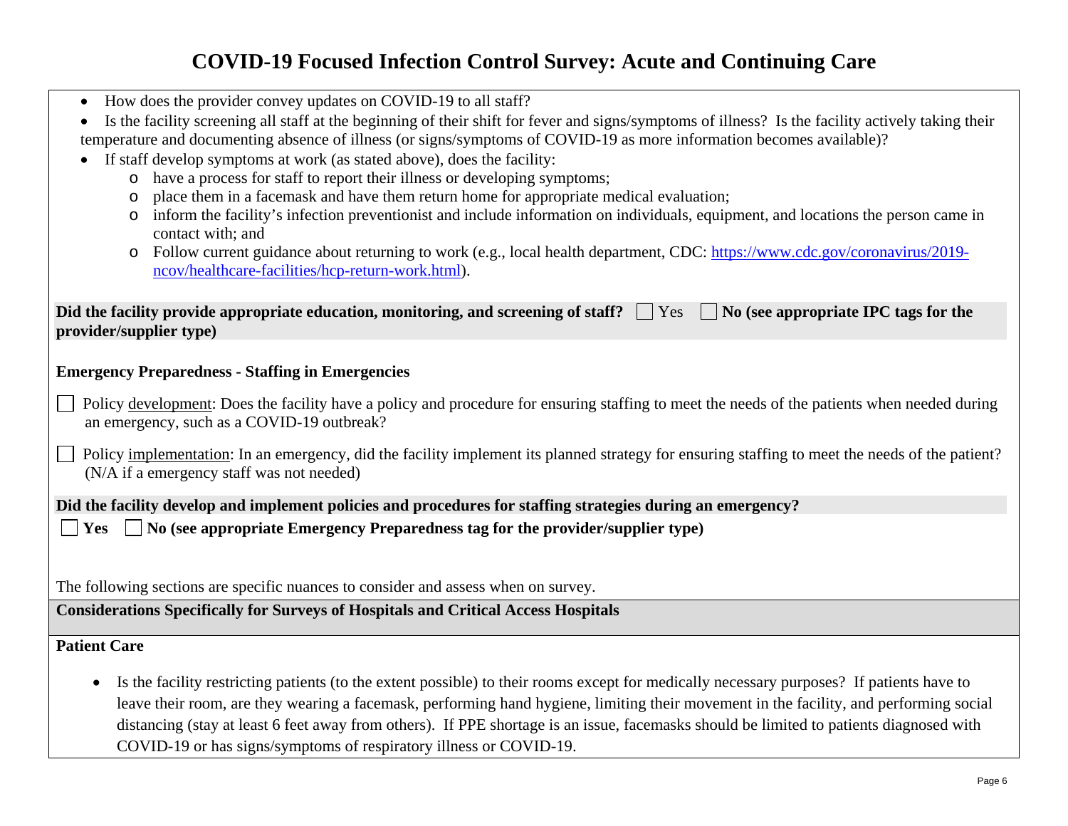# COVID-19 Focused Infection Control Survey: Acute and Continuing Care

- How does the provider convey updates on COVID-19 to all staff?
- Is the facility screening all staff at the beginning of their shift for fever and signs/symptoms of illness? Is the facility actively taking their temperature and documenting absence of illness (or signs/symptoms of COVID-19 as more information becomes available)?
- If staff develop symptoms at work (as stated above), does the facility:
  - have a process for staff to report their illness or developing symptoms;
  - place them in a facemask and have them return home for appropriate medical evaluation;
  - inform the facility's infection preventionist and include information on individuals, equipment, and locations the person came in contact with; and
  - Follow current guidance about returning to work (e.g., local health department, CDC: https://www.cdc.gov/coronavirus/2019-ncov/healthcare-facilities/hcp-return-work.html).

**Did the facility provide appropriate education, monitoring, and screening of staff?** ☐ Yes ☐ **No (see appropriate IPC tags for the provider/supplier type)**

**Emergency Preparedness - Staffing in Emergencies**

☐ Policy development: Does the facility have a policy and procedure for ensuring staffing to meet the needs of the patients when needed during an emergency, such as a COVID-19 outbreak?

☐ Policy implementation: In an emergency, did the facility implement its planned strategy for ensuring staffing to meet the needs of the patient? (N/A if a emergency staff was not needed)

**Did the facility develop and implement policies and procedures for staffing strategies during an emergency?**

☐ **Yes** ☐ **No (see appropriate Emergency Preparedness tag for the provider/supplier type)**

The following sections are specific nuances to consider and assess when on survey.

**Considerations Specifically for Surveys of Hospitals and Critical Access Hospitals**

**Patient Care**

- Is the facility restricting patients (to the extent possible) to their rooms except for medically necessary purposes? If patients have to leave their room, are they wearing a facemask, performing hand hygiene, limiting their movement in the facility, and performing social distancing (stay at least 6 feet away from others). If PPE shortage is an issue, facemasks should be limited to patients diagnosed with COVID-19 or has signs/symptoms of respiratory illness or COVID-19.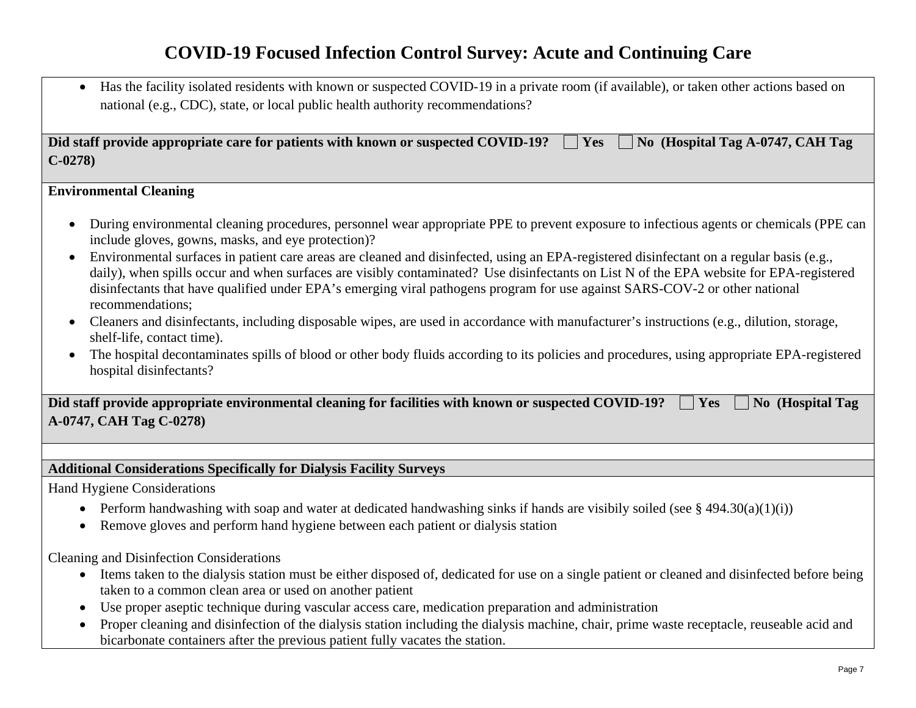- Has the facility isolated residents with known or suspected COVID-19 in a private room (if available), or taken other actions based on national (e.g., CDC), state, or local public health authority recommendations?

**Did staff provide appropriate care for patients with known or suspected COVID-19? ☐ Yes ☐ No (Hospital Tag A-0747, CAH Tag C-0278)**

**Environmental Cleaning**

- During environmental cleaning procedures, personnel wear appropriate PPE to prevent exposure to infectious agents or chemicals (PPE can include gloves, gowns, masks, and eye protection)?
- Environmental surfaces in patient care areas are cleaned and disinfected, using an EPA-registered disinfectant on a regular basis (e.g., daily), when spills occur and when surfaces are visibly contaminated? Use disinfectants on List N of the EPA website for EPA-registered disinfectants that have qualified under EPA's emerging viral pathogens program for use against SARS-COV-2 or other national recommendations;
- Cleaners and disinfectants, including disposable wipes, are used in accordance with manufacturer's instructions (e.g., dilution, storage, shelf-life, contact time).
- The hospital decontaminates spills of blood or other body fluids according to its policies and procedures, using appropriate EPA-registered hospital disinfectants?

**Did staff provide appropriate environmental cleaning for facilities with known or suspected COVID-19? ☐ Yes ☐ No (Hospital Tag A-0747, CAH Tag C-0278)**

**Additional Considerations Specifically for Dialysis Facility Surveys**

Hand Hygiene Considerations

- Perform handwashing with soap and water at dedicated handwashing sinks if hands are visibily soiled (see § 494.30(a)(1)(i))
- Remove gloves and perform hand hygiene between each patient or dialysis station

Cleaning and Disinfection Considerations

- Items taken to the dialysis station must be either disposed of, dedicated for use on a single patient or cleaned and disinfected before being taken to a common clean area or used on another patient
- Use proper aseptic technique during vascular access care, medication preparation and administration
- Proper cleaning and disinfection of the dialysis station including the dialysis machine, chair, prime waste receptacle, reuseable acid and bicarbonate containers after the previous patient fully vacates the station.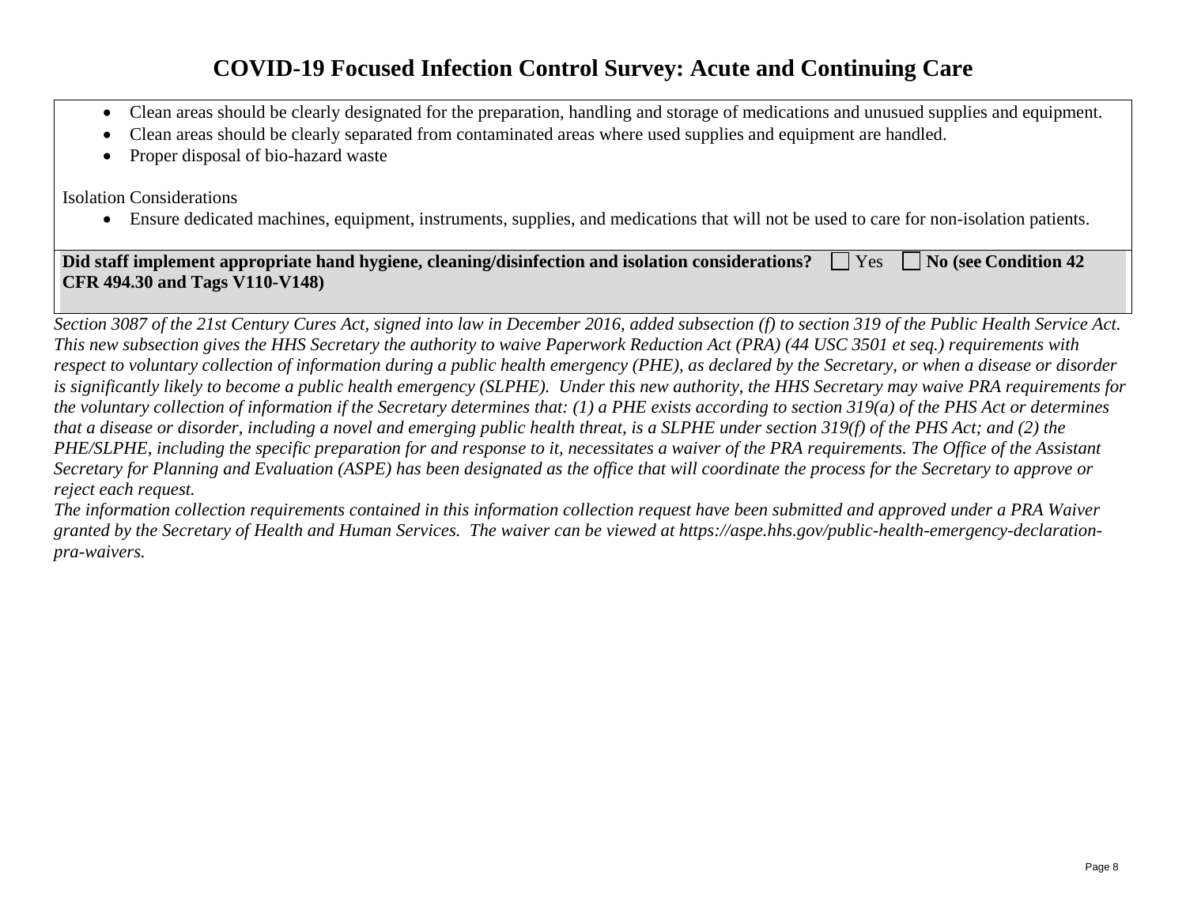- Clean areas should be clearly designated for the preparation, handling and storage of medications and unusued supplies and equipment.
- Clean areas should be clearly separated from contaminated areas where used supplies and equipment are handled.
- Proper disposal of bio-hazard waste

Isolation Considerations

- Ensure dedicated machines, equipment, instruments, supplies, and medications that will not be used to care for non-isolation patients.

**Did staff implement appropriate hand hygiene, cleaning/disinfection and isolation considerations?** ☐ Yes ☐ **No (see Condition 42 CFR 494.30 and Tags V110-V148)**

*Section 3087 of the 21st Century Cures Act, signed into law in December 2016, added subsection (f) to section 319 of the Public Health Service Act. This new subsection gives the HHS Secretary the authority to waive Paperwork Reduction Act (PRA) (44 USC 3501 et seq.) requirements with respect to voluntary collection of information during a public health emergency (PHE), as declared by the Secretary, or when a disease or disorder is significantly likely to become a public health emergency (SLPHE). Under this new authority, the HHS Secretary may waive PRA requirements for the voluntary collection of information if the Secretary determines that: (1) a PHE exists according to section 319(a) of the PHS Act or determines that a disease or disorder, including a novel and emerging public health threat, is a SLPHE under section 319(f) of the PHS Act; and (2) the PHE/SLPHE, including the specific preparation for and response to it, necessitates a waiver of the PRA requirements. The Office of the Assistant Secretary for Planning and Evaluation (ASPE) has been designated as the office that will coordinate the process for the Secretary to approve or reject each request.*

*The information collection requirements contained in this information collection request have been submitted and approved under a PRA Waiver granted by the Secretary of Health and Human Services. The waiver can be viewed at https://aspe.hhs.gov/public-health-emergency-declaration-pra-waivers.*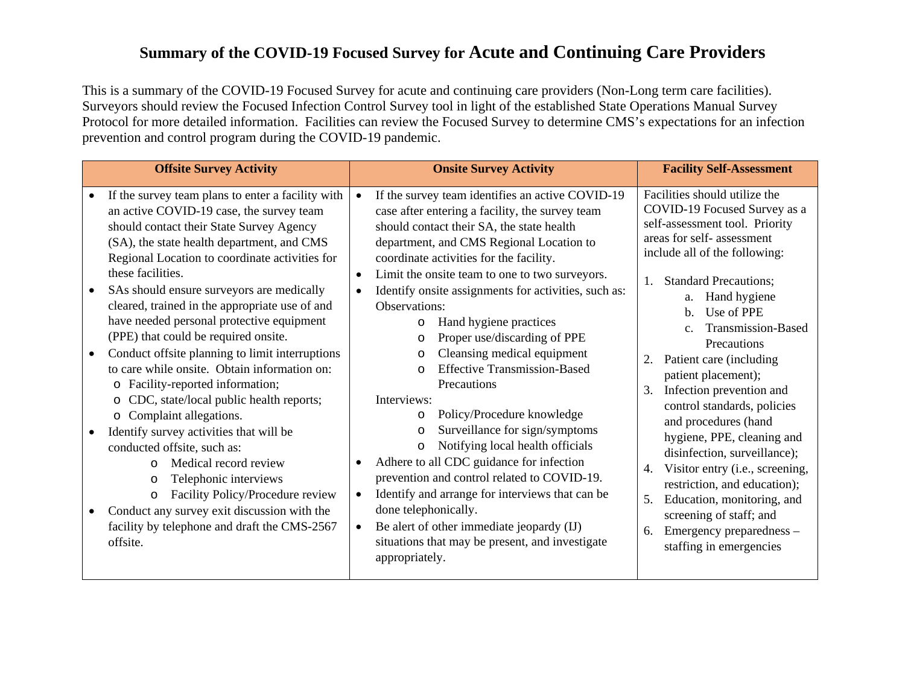# Summary of the COVID-19 Focused Survey for Acute and Continuing Care Providers

This is a summary of the COVID-19 Focused Survey for acute and continuing care providers (Non-Long term care facilities). Surveyors should review the Focused Infection Control Survey tool in light of the established State Operations Manual Survey Protocol for more detailed information. Facilities can review the Focused Survey to determine CMS's expectations for an infection prevention and control program during the COVID-19 pandemic.

| Offsite Survey Activity | Onsite Survey Activity | Facility Self-Assessment |
|---|---|---|
| • If the survey team plans to enter a facility with an active COVID-19 case, the survey team should contact their State Survey Agency (SA), the state health department, and CMS Regional Location to coordinate activities for these facilities.<br>• SAs should ensure surveyors are medically cleared, trained in the appropriate use of and have needed personal protective equipment (PPE) that could be required onsite.<br>• Conduct offsite planning to limit interruptions to care while onsite. Obtain information on:<br>&nbsp;&nbsp;o Facility-reported information;<br>&nbsp;&nbsp;o CDC, state/local public health reports;<br>&nbsp;&nbsp;o Complaint allegations.<br>• Identify survey activities that will be conducted offsite, such as:<br>&nbsp;&nbsp;o Medical record review<br>&nbsp;&nbsp;o Telephonic interviews<br>&nbsp;&nbsp;o Facility Policy/Procedure review<br>• Conduct any survey exit discussion with the facility by telephone and draft the CMS-2567 offsite. | • If the survey team identifies an active COVID-19 case after entering a facility, the survey team should contact their SA, the state health department, and CMS Regional Location to coordinate activities for the facility.<br>• Limit the onsite team to one to two surveyors.<br>• Identify onsite assignments for activities, such as:<br>Observations:<br>&nbsp;&nbsp;o Hand hygiene practices<br>&nbsp;&nbsp;o Proper use/discarding of PPE<br>&nbsp;&nbsp;o Cleansing medical equipment<br>&nbsp;&nbsp;o Effective Transmission-Based Precautions<br>Interviews:<br>&nbsp;&nbsp;o Policy/Procedure knowledge<br>&nbsp;&nbsp;o Surveillance for sign/symptoms<br>&nbsp;&nbsp;o Notifying local health officials<br>• Adhere to all CDC guidance for infection prevention and control related to COVID-19.<br>• Identify and arrange for interviews that can be done telephonically.<br>• Be alert of other immediate jeopardy (IJ) situations that may be present, and investigate appropriately. | Facilities should utilize the COVID-19 Focused Survey as a self-assessment tool. Priority areas for self- assessment include all of the following:<br>1. Standard Precautions;<br>&nbsp;&nbsp;a. Hand hygiene<br>&nbsp;&nbsp;b. Use of PPE<br>&nbsp;&nbsp;c. Transmission-Based Precautions<br>2. Patient care (including patient placement);<br>3. Infection prevention and control standards, policies and procedures (hand hygiene, PPE, cleaning and disinfection, surveillance);<br>4. Visitor entry (i.e., screening, restriction, and education);<br>5. Education, monitoring, and screening of staff; and<br>6. Emergency preparedness – staffing in emergencies |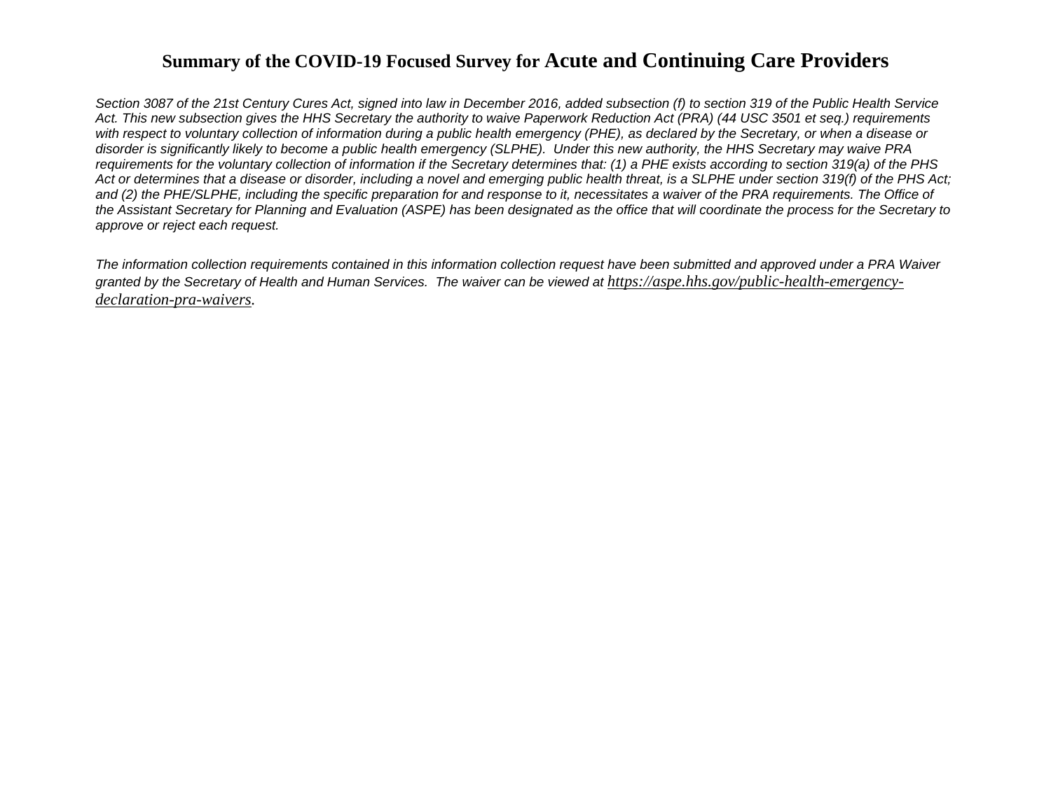# Summary of the COVID-19 Focused Survey for Acute and Continuing Care Providers

*Section 3087 of the 21st Century Cures Act, signed into law in December 2016, added subsection (f) to section 319 of the Public Health Service Act. This new subsection gives the HHS Secretary the authority to waive Paperwork Reduction Act (PRA) (44 USC 3501 et seq.) requirements with respect to voluntary collection of information during a public health emergency (PHE), as declared by the Secretary, or when a disease or disorder is significantly likely to become a public health emergency (SLPHE). Under this new authority, the HHS Secretary may waive PRA requirements for the voluntary collection of information if the Secretary determines that: (1) a PHE exists according to section 319(a) of the PHS Act or determines that a disease or disorder, including a novel and emerging public health threat, is a SLPHE under section 319(f) of the PHS Act; and (2) the PHE/SLPHE, including the specific preparation for and response to it, necessitates a waiver of the PRA requirements. The Office of the Assistant Secretary for Planning and Evaluation (ASPE) has been designated as the office that will coordinate the process for the Secretary to approve or reject each request.*

*The information collection requirements contained in this information collection request have been submitted and approved under a PRA Waiver granted by the Secretary of Health and Human Services. The waiver can be viewed at https://aspe.hhs.gov/public-health-emergency-declaration-pra-waivers.*